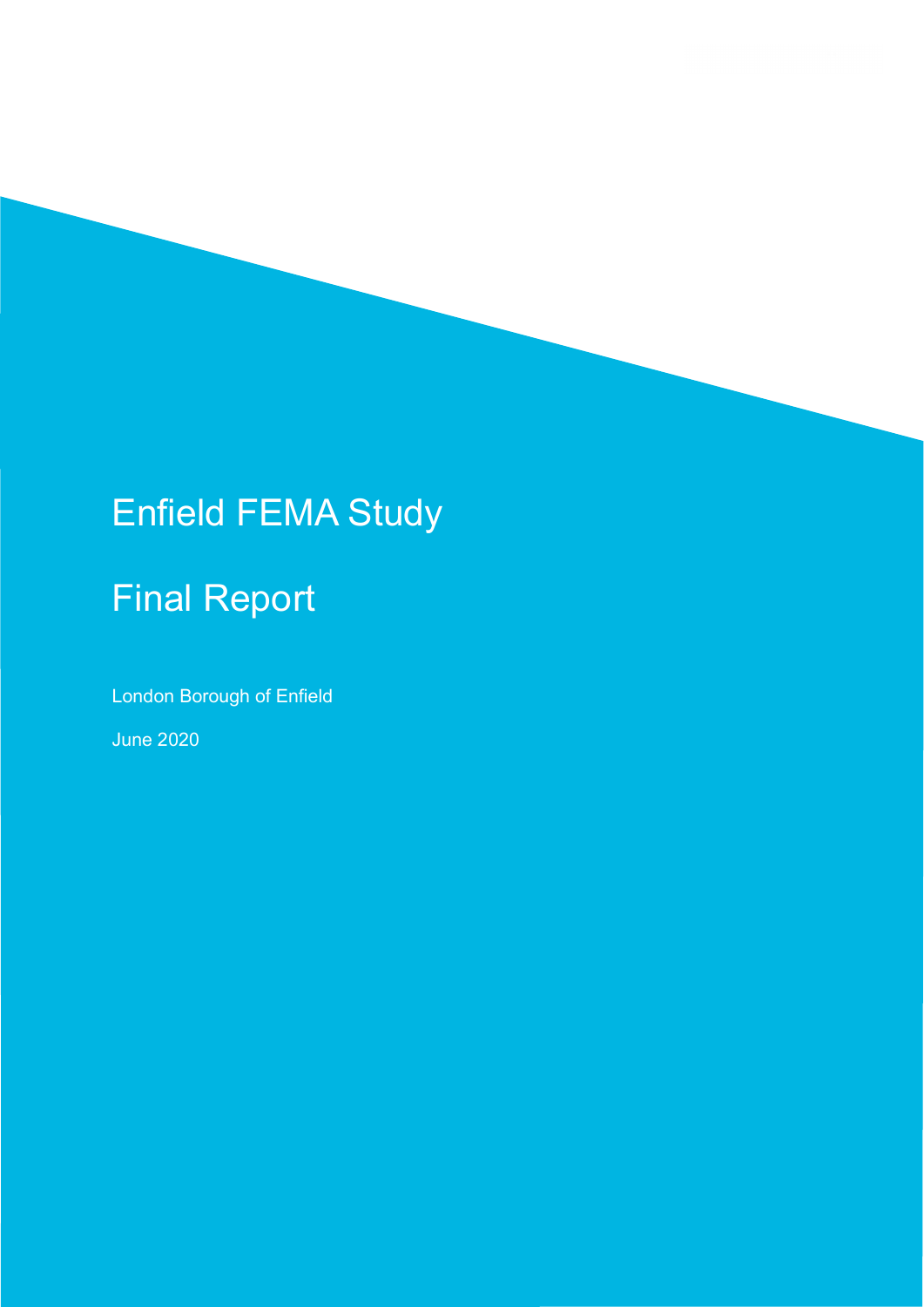# Enfield FEMA Study

## Final Report

London Borough of Enfield

June 2020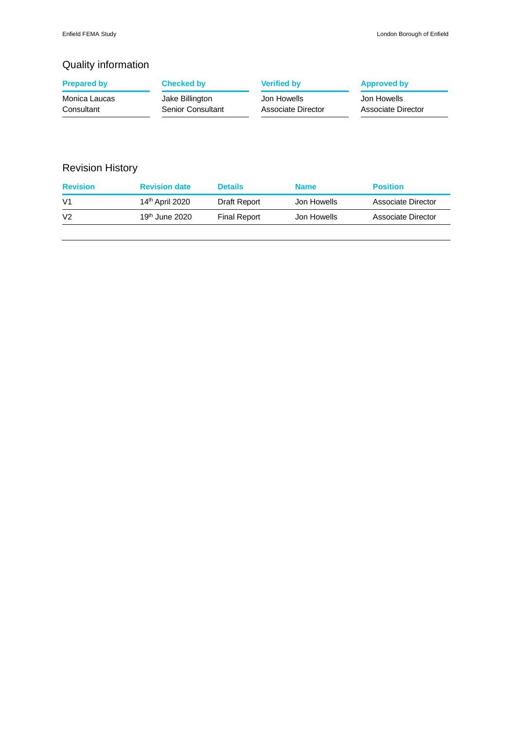## Quality information

| Prepared by | Checked by | Verified by | Approved by |
| --- | --- | --- | --- |
| Monica Laucas<br>Consultant | Jake Billington<br>Senior Consultant | Jon Howells<br>Associate Director | Jon Howells<br>Associate Director |

## Revision History

| Revision | Revision date | Details | Name | Position |
| --- | --- | --- | --- | --- |
| V1 | 14th April 2020 | Draft Report | Jon Howells | Associate Director |
| V2 | 19th June 2020 | Final Report | Jon Howells | Associate Director |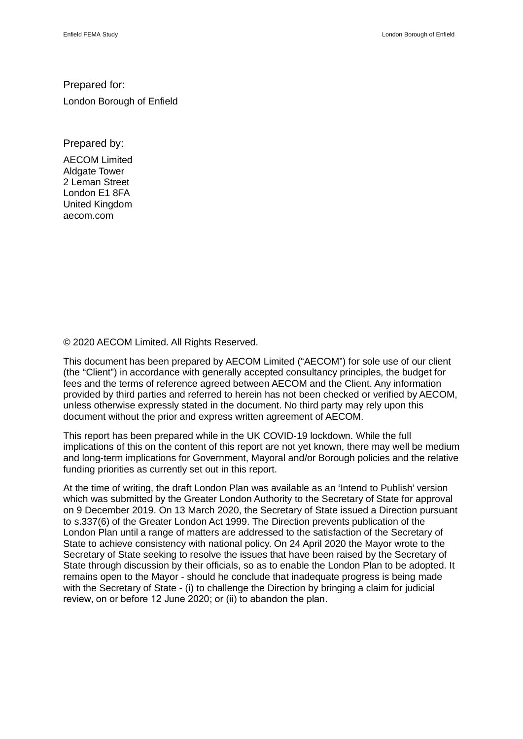Prepared for:

London Borough of Enfield

Prepared by:

AECOM Limited
Aldgate Tower
2 Leman Street
London E1 8FA
United Kingdom
aecom.com

© 2020 AECOM Limited. All Rights Reserved.

This document has been prepared by AECOM Limited ("AECOM") for sole use of our client (the "Client") in accordance with generally accepted consultancy principles, the budget for fees and the terms of reference agreed between AECOM and the Client. Any information provided by third parties and referred to herein has not been checked or verified by AECOM, unless otherwise expressly stated in the document. No third party may rely upon this document without the prior and express written agreement of AECOM.

This report has been prepared while in the UK COVID-19 lockdown. While the full implications of this on the content of this report are not yet known, there may well be medium and long-term implications for Government, Mayoral and/or Borough policies and the relative funding priorities as currently set out in this report.

At the time of writing, the draft London Plan was available as an 'Intend to Publish' version which was submitted by the Greater London Authority to the Secretary of State for approval on 9 December 2019. On 13 March 2020, the Secretary of State issued a Direction pursuant to s.337(6) of the Greater London Act 1999. The Direction prevents publication of the London Plan until a range of matters are addressed to the satisfaction of the Secretary of State to achieve consistency with national policy. On 24 April 2020 the Mayor wrote to the Secretary of State seeking to resolve the issues that have been raised by the Secretary of State through discussion by their officials, so as to enable the London Plan to be adopted. It remains open to the Mayor - should he conclude that inadequate progress is being made with the Secretary of State - (i) to challenge the Direction by bringing a claim for judicial review, on or before 12 June 2020; or (ii) to abandon the plan.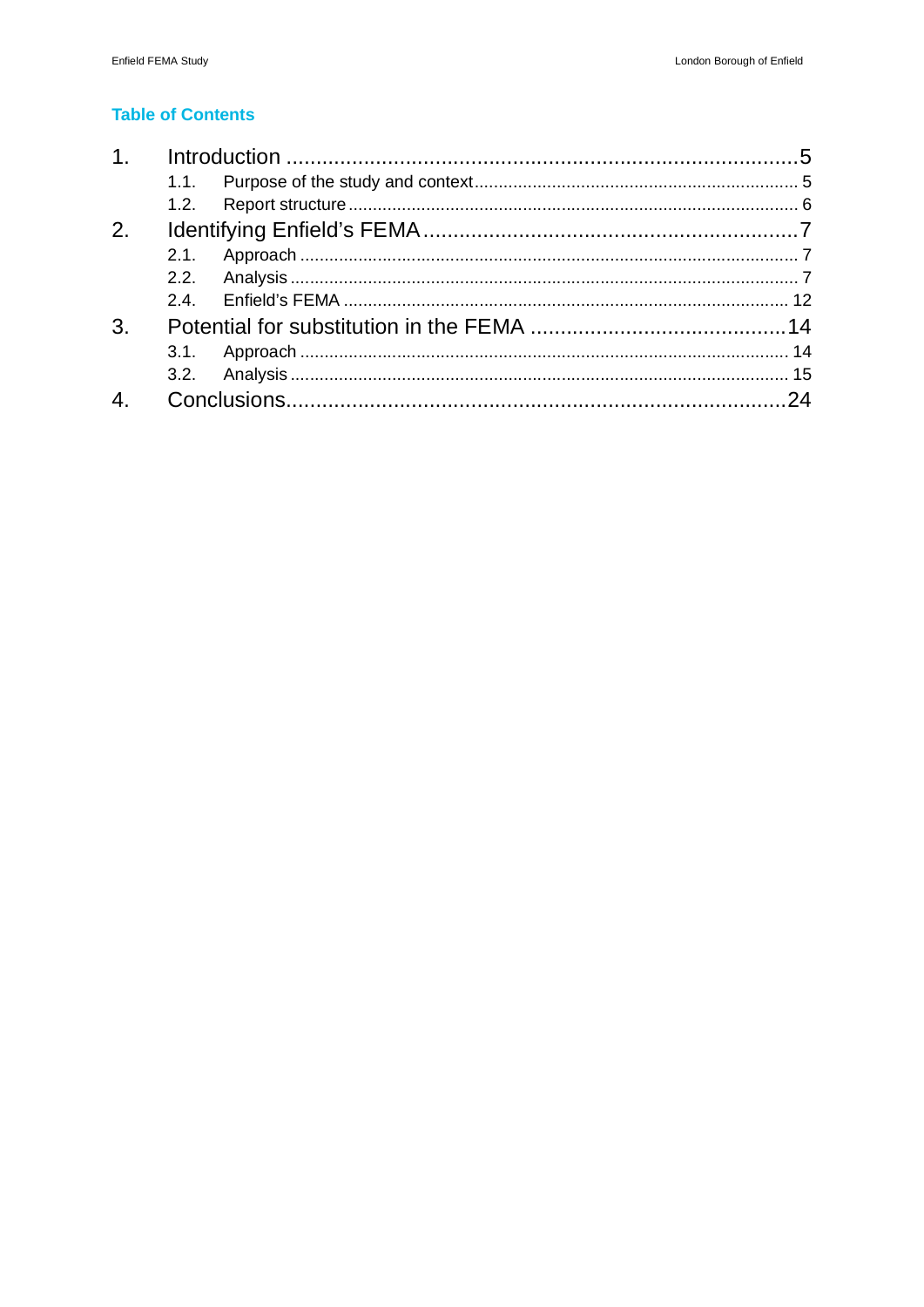## Table of Contents

1. Introduction ..... 5
   - 1.1. Purpose of the study and context ..... 5
   - 1.2. Report structure ..... 6
2. Identifying Enfield's FEMA ..... 7
   - 2.1. Approach ..... 7
   - 2.2. Analysis ..... 7
   - 2.4. Enfield's FEMA ..... 12
3. Potential for substitution in the FEMA ..... 14
   - 3.1. Approach ..... 14
   - 3.2. Analysis ..... 15
4. Conclusions ..... 24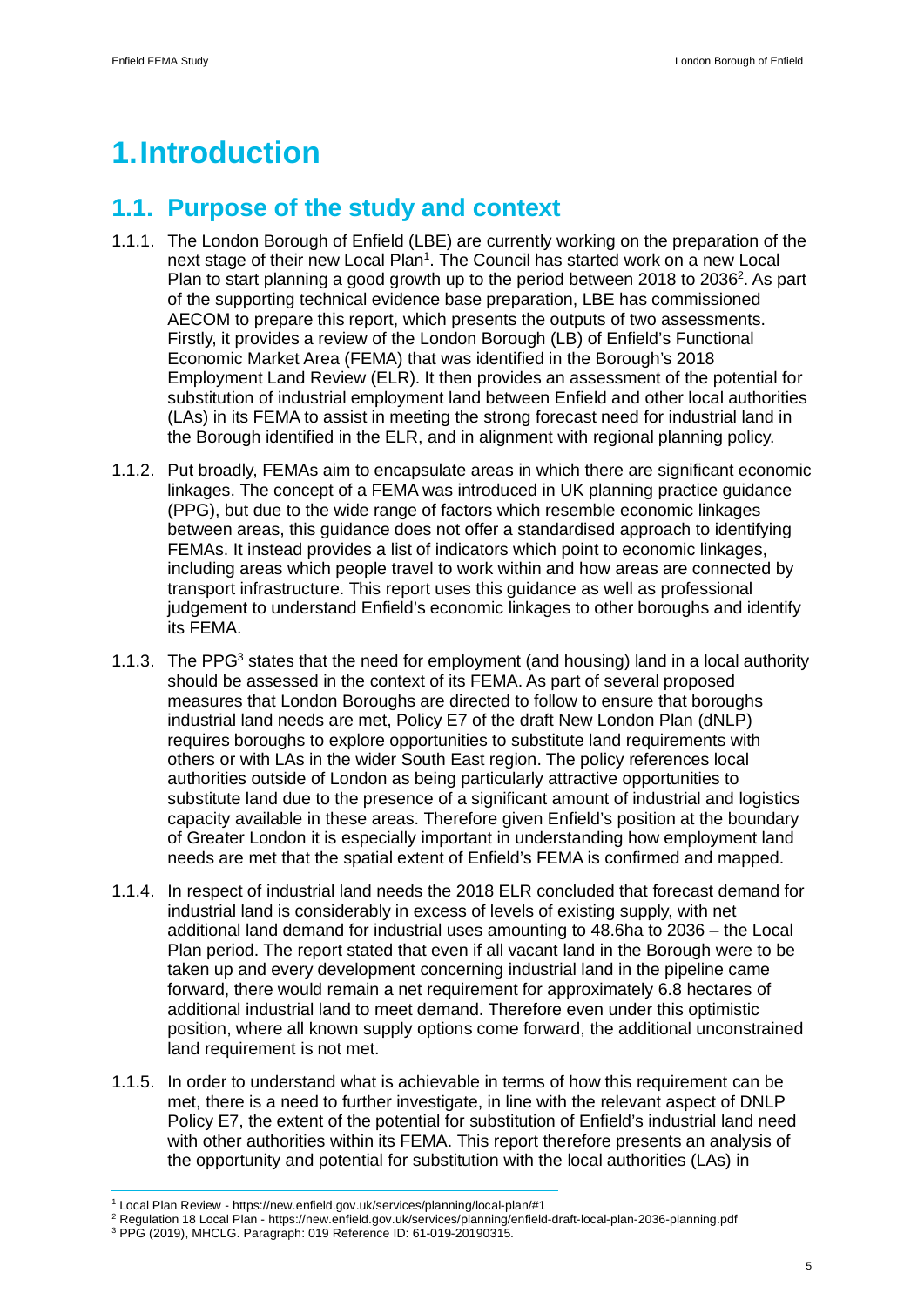# 1. Introduction

## 1.1. Purpose of the study and context

1.1.1. The London Borough of Enfield (LBE) are currently working on the preparation of the next stage of their new Local Plan[1]. The Council has started work on a new Local Plan to start planning a good growth up to the period between 2018 to 2036[2]. As part of the supporting technical evidence base preparation, LBE has commissioned AECOM to prepare this report, which presents the outputs of two assessments. Firstly, it provides a review of the London Borough (LB) of Enfield's Functional Economic Market Area (FEMA) that was identified in the Borough's 2018 Employment Land Review (ELR). It then provides an assessment of the potential for substitution of industrial employment land between Enfield and other local authorities (LAs) in its FEMA to assist in meeting the strong forecast need for industrial land in the Borough identified in the ELR, and in alignment with regional planning policy.

1.1.2. Put broadly, FEMAs aim to encapsulate areas in which there are significant economic linkages. The concept of a FEMA was introduced in UK planning practice guidance (PPG), but due to the wide range of factors which resemble economic linkages between areas, this guidance does not offer a standardised approach to identifying FEMAs. It instead provides a list of indicators which point to economic linkages, including areas which people travel to work within and how areas are connected by transport infrastructure. This report uses this guidance as well as professional judgement to understand Enfield's economic linkages to other boroughs and identify its FEMA.

1.1.3. The PPG[3] states that the need for employment (and housing) land in a local authority should be assessed in the context of its FEMA. As part of several proposed measures that London Boroughs are directed to follow to ensure that boroughs industrial land needs are met, Policy E7 of the draft New London Plan (dNLP) requires boroughs to explore opportunities to substitute land requirements with others or with LAs in the wider South East region. The policy references local authorities outside of London as being particularly attractive opportunities to substitute land due to the presence of a significant amount of industrial and logistics capacity available in these areas. Therefore given Enfield's position at the boundary of Greater London it is especially important in understanding how employment land needs are met that the spatial extent of Enfield's FEMA is confirmed and mapped.

1.1.4. In respect of industrial land needs the 2018 ELR concluded that forecast demand for industrial land is considerably in excess of levels of existing supply, with net additional land demand for industrial uses amounting to 48.6ha to 2036 – the Local Plan period. The report stated that even if all vacant land in the Borough were to be taken up and every development concerning industrial land in the pipeline came forward, there would remain a net requirement for approximately 6.8 hectares of additional industrial land to meet demand. Therefore even under this optimistic position, where all known supply options come forward, the additional unconstrained land requirement is not met.

1.1.5. In order to understand what is achievable in terms of how this requirement can be met, there is a need to further investigate, in line with the relevant aspect of DNLP Policy E7, the extent of the potential for substitution of Enfield's industrial land need with other authorities within its FEMA. This report therefore presents an analysis of the opportunity and potential for substitution with the local authorities (LAs) in

---

[1] Local Plan Review - https://new.enfield.gov.uk/services/planning/local-plan/#1

[2] Regulation 18 Local Plan - https://new.enfield.gov.uk/services/planning/enfield-draft-local-plan-2036-planning.pdf

[3] PPG (2019), MHCLG. Paragraph: 019 Reference ID: 61-019-20190315.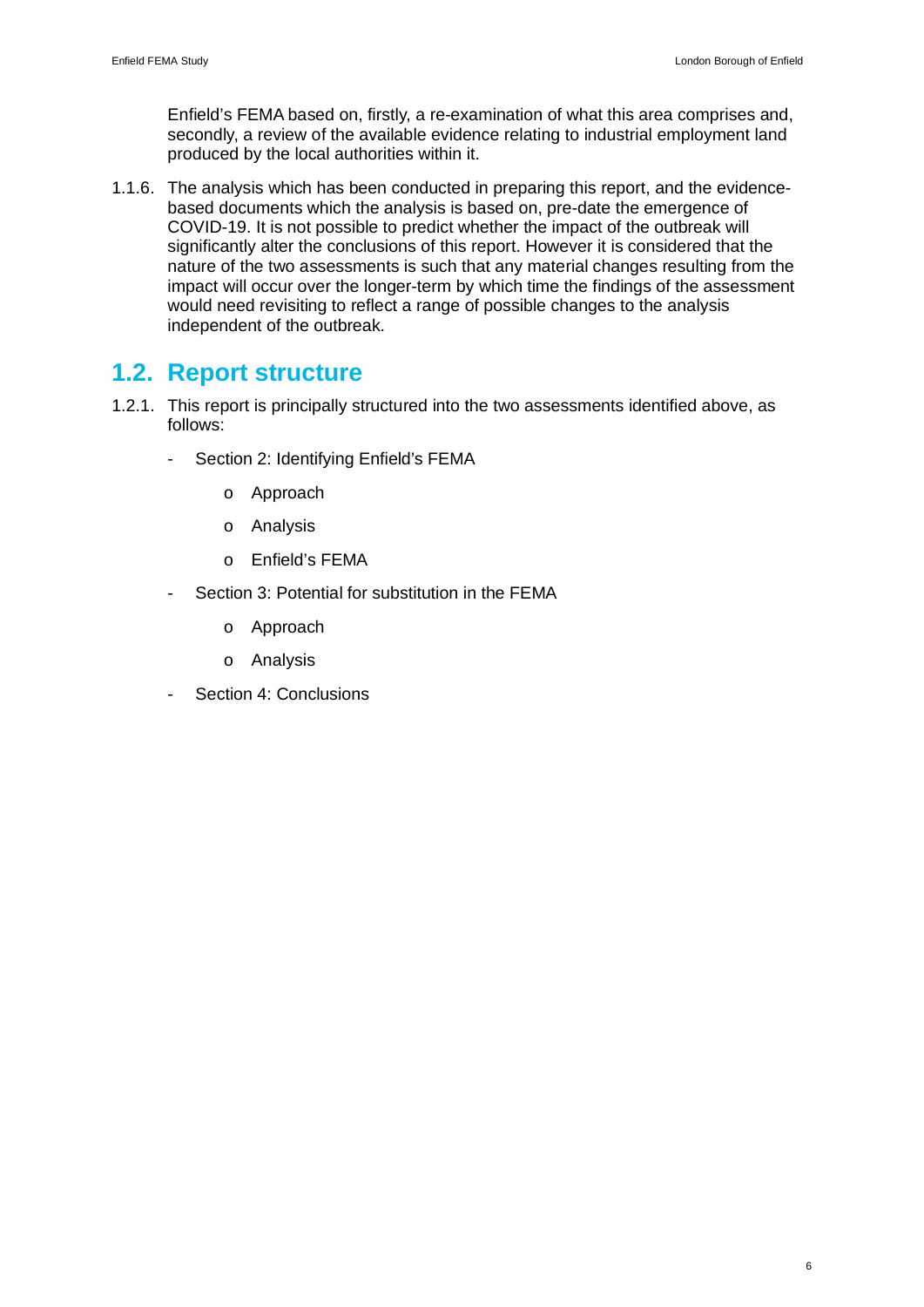Enfield's FEMA based on, firstly, a re-examination of what this area comprises and, secondly, a review of the available evidence relating to industrial employment land produced by the local authorities within it.

1.1.6. The analysis which has been conducted in preparing this report, and the evidence-based documents which the analysis is based on, pre-date the emergence of COVID-19. It is not possible to predict whether the impact of the outbreak will significantly alter the conclusions of this report. However it is considered that the nature of the two assessments is such that any material changes resulting from the impact will occur over the longer-term by which time the findings of the assessment would need revisiting to reflect a range of possible changes to the analysis independent of the outbreak.

## 1.2. Report structure

1.2.1. This report is principally structured into the two assessments identified above, as follows:

- Section 2: Identifying Enfield's FEMA
  - Approach
  - Analysis
  - Enfield's FEMA
- Section 3: Potential for substitution in the FEMA
  - Approach
  - Analysis
- Section 4: Conclusions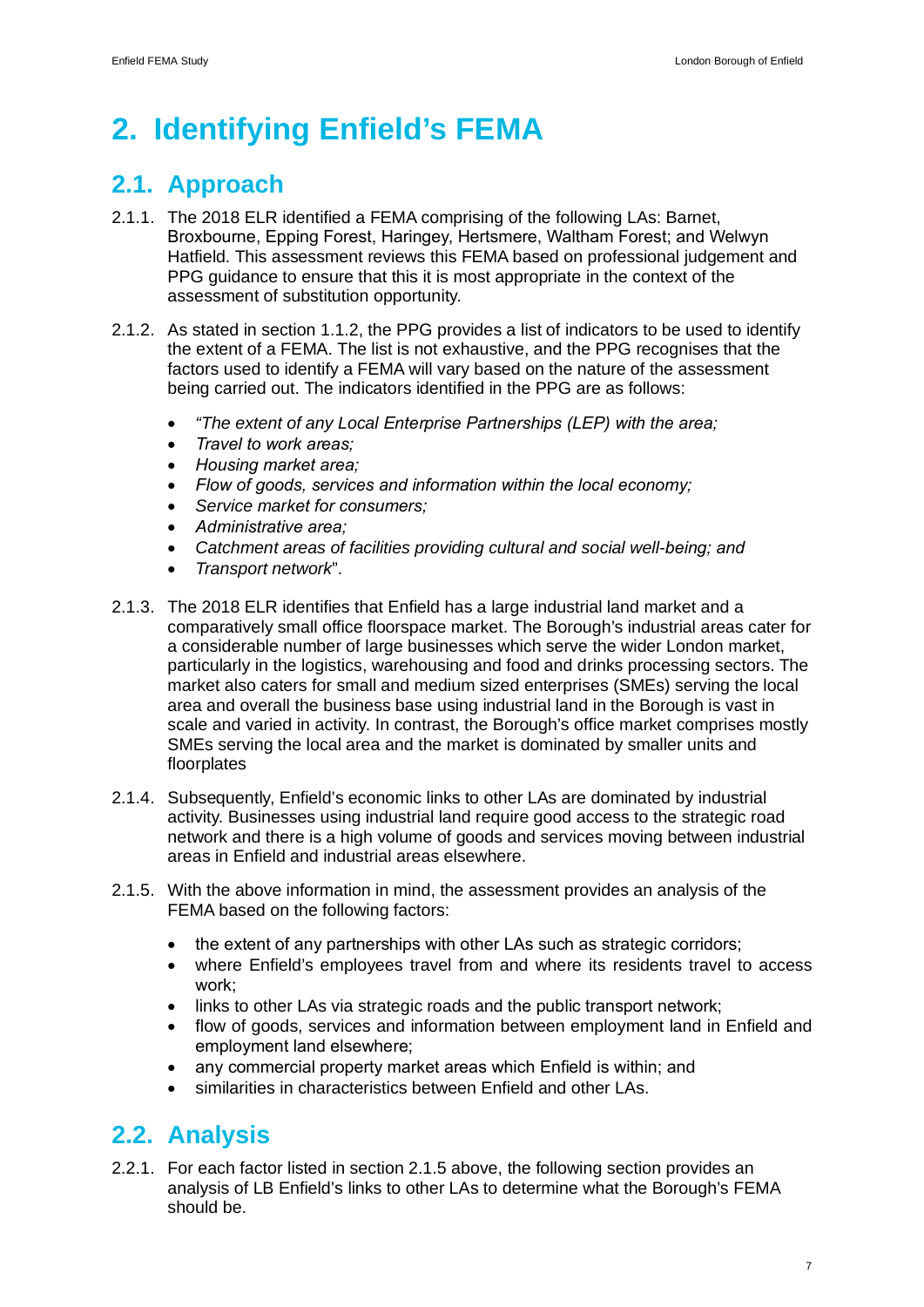# 2. Identifying Enfield's FEMA

## 2.1. Approach

2.1.1. The 2018 ELR identified a FEMA comprising of the following LAs: Barnet, Broxbourne, Epping Forest, Haringey, Hertsmere, Waltham Forest; and Welwyn Hatfield. This assessment reviews this FEMA based on professional judgement and PPG guidance to ensure that this it is most appropriate in the context of the assessment of substitution opportunity.

2.1.2. As stated in section 1.1.2, the PPG provides a list of indicators to be used to identify the extent of a FEMA. The list is not exhaustive, and the PPG recognises that the factors used to identify a FEMA will vary based on the nature of the assessment being carried out. The indicators identified in the PPG are as follows:

- *"The extent of any Local Enterprise Partnerships (LEP) with the area;*
- *Travel to work areas;*
- *Housing market area;*
- *Flow of goods, services and information within the local economy;*
- *Service market for consumers;*
- *Administrative area;*
- *Catchment areas of facilities providing cultural and social well-being; and*
- *Transport network*".

2.1.3. The 2018 ELR identifies that Enfield has a large industrial land market and a comparatively small office floorspace market. The Borough's industrial areas cater for a considerable number of large businesses which serve the wider London market, particularly in the logistics, warehousing and food and drinks processing sectors. The market also caters for small and medium sized enterprises (SMEs) serving the local area and overall the business base using industrial land in the Borough is vast in scale and varied in activity. In contrast, the Borough's office market comprises mostly SMEs serving the local area and the market is dominated by smaller units and floorplates

2.1.4. Subsequently, Enfield's economic links to other LAs are dominated by industrial activity. Businesses using industrial land require good access to the strategic road network and there is a high volume of goods and services moving between industrial areas in Enfield and industrial areas elsewhere.

2.1.5. With the above information in mind, the assessment provides an analysis of the FEMA based on the following factors:

- the extent of any partnerships with other LAs such as strategic corridors;
- where Enfield's employees travel from and where its residents travel to access work;
- links to other LAs via strategic roads and the public transport network;
- flow of goods, services and information between employment land in Enfield and employment land elsewhere;
- any commercial property market areas which Enfield is within; and
- similarities in characteristics between Enfield and other LAs.

## 2.2. Analysis

2.2.1. For each factor listed in section 2.1.5 above, the following section provides an analysis of LB Enfield's links to other LAs to determine what the Borough's FEMA should be.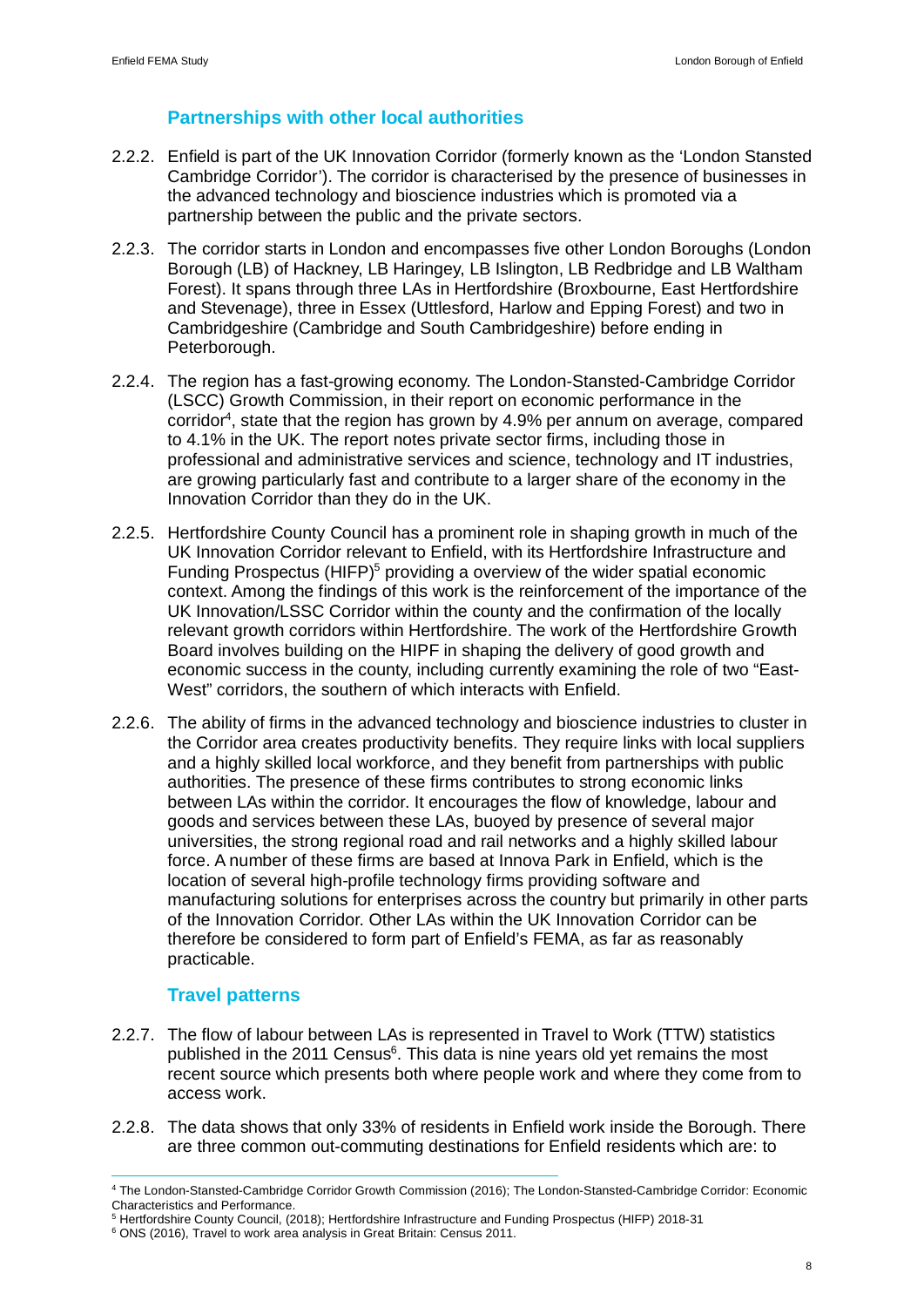### Partnerships with other local authorities

2.2.2. Enfield is part of the UK Innovation Corridor (formerly known as the 'London Stansted Cambridge Corridor'). The corridor is characterised by the presence of businesses in the advanced technology and bioscience industries which is promoted via a partnership between the public and the private sectors.

2.2.3. The corridor starts in London and encompasses five other London Boroughs (London Borough (LB) of Hackney, LB Haringey, LB Islington, LB Redbridge and LB Waltham Forest). It spans through three LAs in Hertfordshire (Broxbourne, East Hertfordshire and Stevenage), three in Essex (Uttlesford, Harlow and Epping Forest) and two in Cambridgeshire (Cambridge and South Cambridgeshire) before ending in Peterborough.

2.2.4. The region has a fast-growing economy. The London-Stansted-Cambridge Corridor (LSCC) Growth Commission, in their report on economic performance in the corridor[4], state that the region has grown by 4.9% per annum on average, compared to 4.1% in the UK. The report notes private sector firms, including those in professional and administrative services and science, technology and IT industries, are growing particularly fast and contribute to a larger share of the economy in the Innovation Corridor than they do in the UK.

2.2.5. Hertfordshire County Council has a prominent role in shaping growth in much of the UK Innovation Corridor relevant to Enfield, with its Hertfordshire Infrastructure and Funding Prospectus (HIFP)[5] providing a overview of the wider spatial economic context. Among the findings of this work is the reinforcement of the importance of the UK Innovation/LSSC Corridor within the county and the confirmation of the locally relevant growth corridors within Hertfordshire. The work of the Hertfordshire Growth Board involves building on the HIPF in shaping the delivery of good growth and economic success in the county, including currently examining the role of two "East-West" corridors, the southern of which interacts with Enfield.

2.2.6. The ability of firms in the advanced technology and bioscience industries to cluster in the Corridor area creates productivity benefits. They require links with local suppliers and a highly skilled local workforce, and they benefit from partnerships with public authorities. The presence of these firms contributes to strong economic links between LAs within the corridor. It encourages the flow of knowledge, labour and goods and services between these LAs, buoyed by presence of several major universities, the strong regional road and rail networks and a highly skilled labour force. A number of these firms are based at Innova Park in Enfield, which is the location of several high-profile technology firms providing software and manufacturing solutions for enterprises across the country but primarily in other parts of the Innovation Corridor. Other LAs within the UK Innovation Corridor can be therefore be considered to form part of Enfield's FEMA, as far as reasonably practicable.

### Travel patterns

2.2.7. The flow of labour between LAs is represented in Travel to Work (TTW) statistics published in the 2011 Census[6]. This data is nine years old yet remains the most recent source which presents both where people work and where they come from to access work.

2.2.8. The data shows that only 33% of residents in Enfield work inside the Borough. There are three common out-commuting destinations for Enfield residents which are: to

---

[4] The London-Stansted-Cambridge Corridor Growth Commission (2016); The London-Stansted-Cambridge Corridor: Economic Characteristics and Performance.

[5] Hertfordshire County Council, (2018); Hertfordshire Infrastructure and Funding Prospectus (HIFP) 2018-31

[6] ONS (2016), Travel to work area analysis in Great Britain: Census 2011.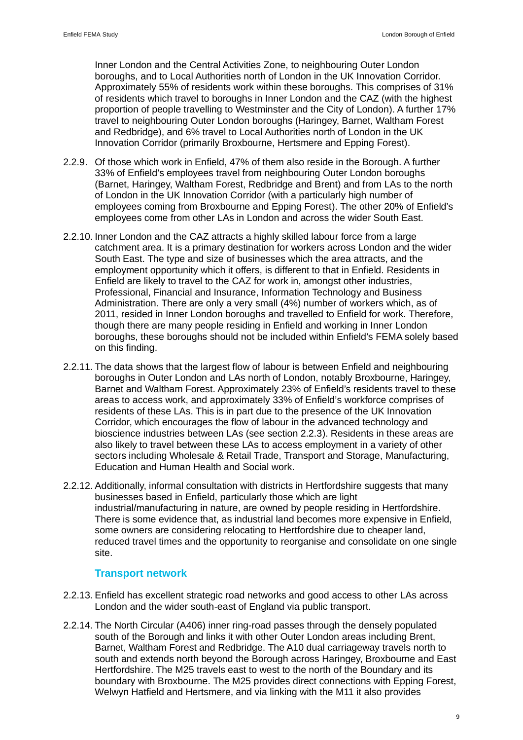Inner London and the Central Activities Zone, to neighbouring Outer London boroughs, and to Local Authorities north of London in the UK Innovation Corridor. Approximately 55% of residents work within these boroughs. This comprises of 31% of residents which travel to boroughs in Inner London and the CAZ (with the highest proportion of people travelling to Westminster and the City of London). A further 17% travel to neighbouring Outer London boroughs (Haringey, Barnet, Waltham Forest and Redbridge), and 6% travel to Local Authorities north of London in the UK Innovation Corridor (primarily Broxbourne, Hertsmere and Epping Forest).

2.2.9. Of those which work in Enfield, 47% of them also reside in the Borough. A further 33% of Enfield's employees travel from neighbouring Outer London boroughs (Barnet, Haringey, Waltham Forest, Redbridge and Brent) and from LAs to the north of London in the UK Innovation Corridor (with a particularly high number of employees coming from Broxbourne and Epping Forest). The other 20% of Enfield's employees come from other LAs in London and across the wider South East.

2.2.10. Inner London and the CAZ attracts a highly skilled labour force from a large catchment area. It is a primary destination for workers across London and the wider South East. The type and size of businesses which the area attracts, and the employment opportunity which it offers, is different to that in Enfield. Residents in Enfield are likely to travel to the CAZ for work in, amongst other industries, Professional, Financial and Insurance, Information Technology and Business Administration. There are only a very small (4%) number of workers which, as of 2011, resided in Inner London boroughs and travelled to Enfield for work. Therefore, though there are many people residing in Enfield and working in Inner London boroughs, these boroughs should not be included within Enfield's FEMA solely based on this finding.

2.2.11. The data shows that the largest flow of labour is between Enfield and neighbouring boroughs in Outer London and LAs north of London, notably Broxbourne, Haringey, Barnet and Waltham Forest. Approximately 23% of Enfield's residents travel to these areas to access work, and approximately 33% of Enfield's workforce comprises of residents of these LAs. This is in part due to the presence of the UK Innovation Corridor, which encourages the flow of labour in the advanced technology and bioscience industries between LAs (see section 2.2.3). Residents in these areas are also likely to travel between these LAs to access employment in a variety of other sectors including Wholesale & Retail Trade, Transport and Storage, Manufacturing, Education and Human Health and Social work.

2.2.12. Additionally, informal consultation with districts in Hertfordshire suggests that many businesses based in Enfield, particularly those which are light industrial/manufacturing in nature, are owned by people residing in Hertfordshire. There is some evidence that, as industrial land becomes more expensive in Enfield, some owners are considering relocating to Hertfordshire due to cheaper land, reduced travel times and the opportunity to reorganise and consolidate on one single site.

### Transport network

2.2.13. Enfield has excellent strategic road networks and good access to other LAs across London and the wider south-east of England via public transport.

2.2.14. The North Circular (A406) inner ring-road passes through the densely populated south of the Borough and links it with other Outer London areas including Brent, Barnet, Waltham Forest and Redbridge. The A10 dual carriageway travels north to south and extends north beyond the Borough across Haringey, Broxbourne and East Hertfordshire. The M25 travels east to west to the north of the Boundary and its boundary with Broxbourne. The M25 provides direct connections with Epping Forest, Welwyn Hatfield and Hertsmere, and via linking with the M11 it also provides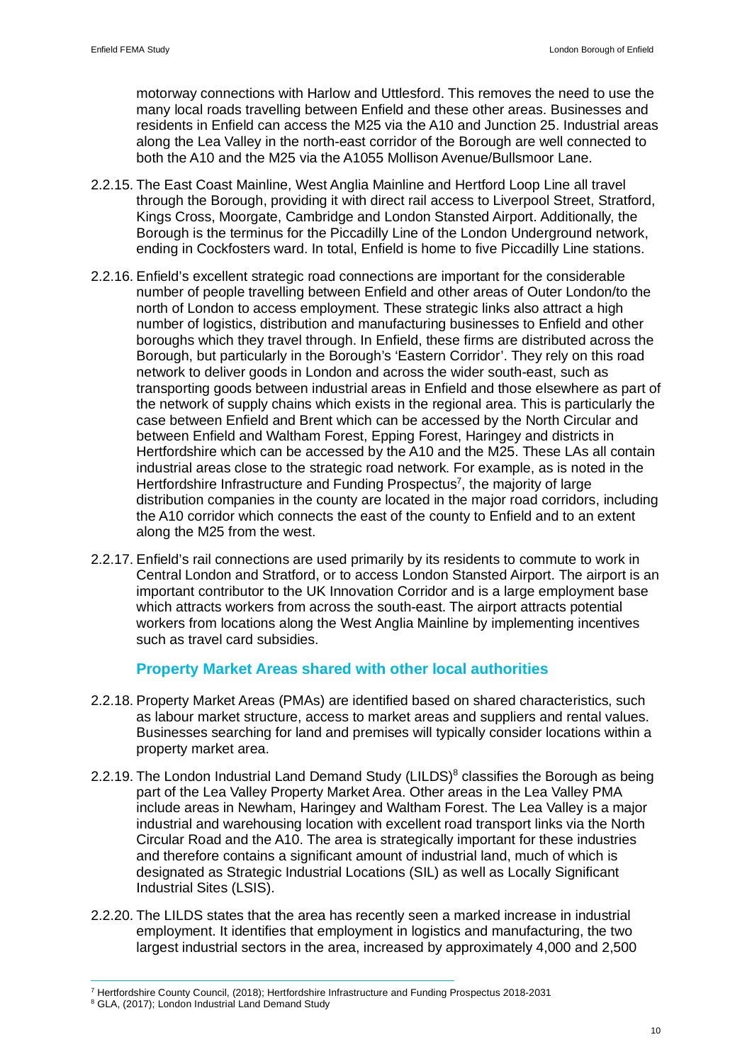motorway connections with Harlow and Uttlesford. This removes the need to use the many local roads travelling between Enfield and these other areas. Businesses and residents in Enfield can access the M25 via the A10 and Junction 25. Industrial areas along the Lea Valley in the north-east corridor of the Borough are well connected to both the A10 and the M25 via the A1055 Mollison Avenue/Bullsmoor Lane.

2.2.15. The East Coast Mainline, West Anglia Mainline and Hertford Loop Line all travel through the Borough, providing it with direct rail access to Liverpool Street, Stratford, Kings Cross, Moorgate, Cambridge and London Stansted Airport. Additionally, the Borough is the terminus for the Piccadilly Line of the London Underground network, ending in Cockfosters ward. In total, Enfield is home to five Piccadilly Line stations.

2.2.16. Enfield's excellent strategic road connections are important for the considerable number of people travelling between Enfield and other areas of Outer London/to the north of London to access employment. These strategic links also attract a high number of logistics, distribution and manufacturing businesses to Enfield and other boroughs which they travel through. In Enfield, these firms are distributed across the Borough, but particularly in the Borough's 'Eastern Corridor'. They rely on this road network to deliver goods in London and across the wider south-east, such as transporting goods between industrial areas in Enfield and those elsewhere as part of the network of supply chains which exists in the regional area. This is particularly the case between Enfield and Brent which can be accessed by the North Circular and between Enfield and Waltham Forest, Epping Forest, Haringey and districts in Hertfordshire which can be accessed by the A10 and the M25. These LAs all contain industrial areas close to the strategic road network. For example, as is noted in the Hertfordshire Infrastructure and Funding Prospectus[7], the majority of large distribution companies in the county are located in the major road corridors, including the A10 corridor which connects the east of the county to Enfield and to an extent along the M25 from the west.

2.2.17. Enfield's rail connections are used primarily by its residents to commute to work in Central London and Stratford, or to access London Stansted Airport. The airport is an important contributor to the UK Innovation Corridor and is a large employment base which attracts workers from across the south-east. The airport attracts potential workers from locations along the West Anglia Mainline by implementing incentives such as travel card subsidies.

### Property Market Areas shared with other local authorities

2.2.18. Property Market Areas (PMAs) are identified based on shared characteristics, such as labour market structure, access to market areas and suppliers and rental values. Businesses searching for land and premises will typically consider locations within a property market area.

2.2.19. The London Industrial Land Demand Study (LILDS)[8] classifies the Borough as being part of the Lea Valley Property Market Area. Other areas in the Lea Valley PMA include areas in Newham, Haringey and Waltham Forest. The Lea Valley is a major industrial and warehousing location with excellent road transport links via the North Circular Road and the A10. The area is strategically important for these industries and therefore contains a significant amount of industrial land, much of which is designated as Strategic Industrial Locations (SIL) as well as Locally Significant Industrial Sites (LSIS).

2.2.20. The LILDS states that the area has recently seen a marked increase in industrial employment. It identifies that employment in logistics and manufacturing, the two largest industrial sectors in the area, increased by approximately 4,000 and 2,500

[7] Hertfordshire County Council, (2018); Hertfordshire Infrastructure and Funding Prospectus 2018-2031

[8] GLA, (2017); London Industrial Land Demand Study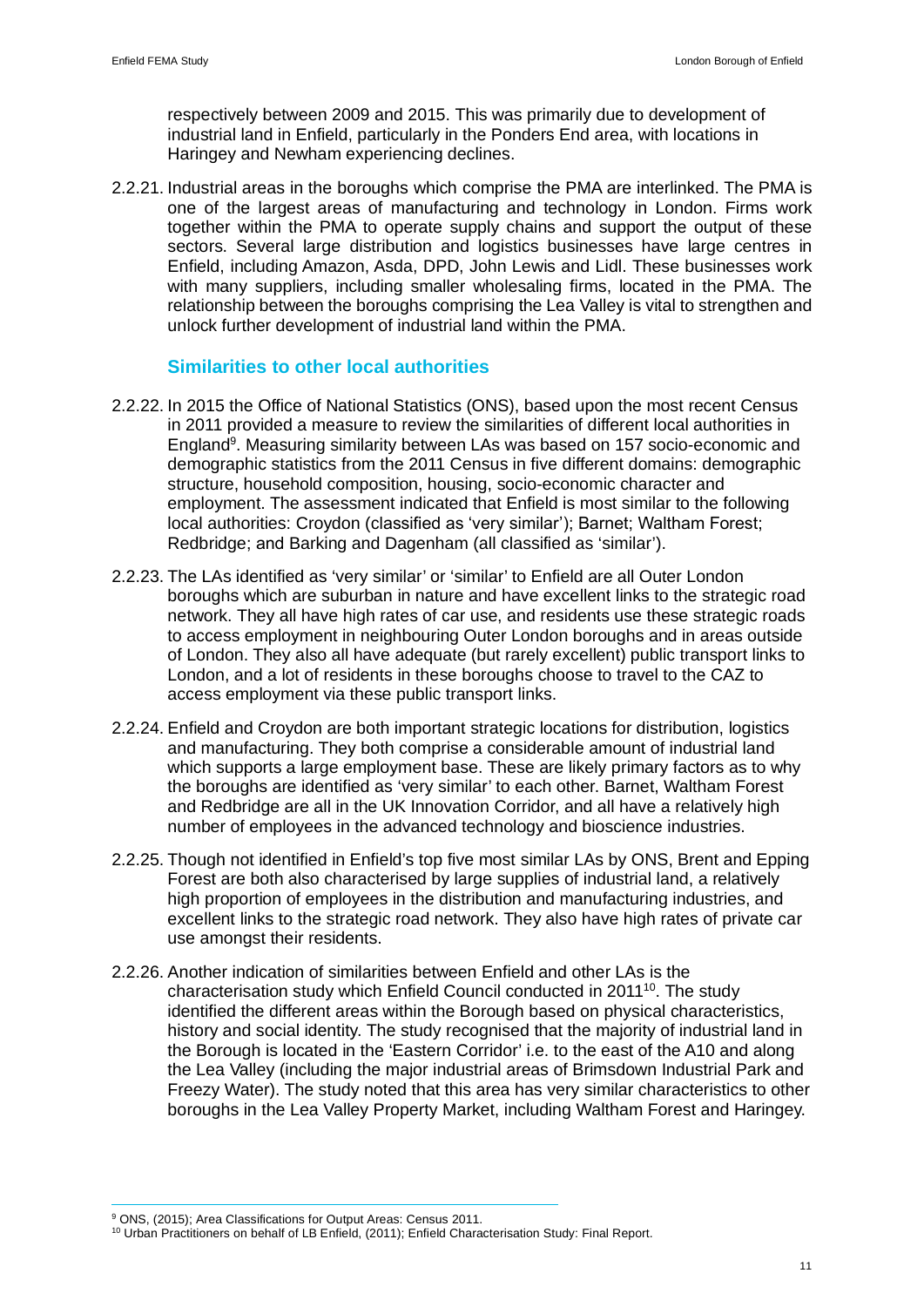respectively between 2009 and 2015. This was primarily due to development of industrial land in Enfield, particularly in the Ponders End area, with locations in Haringey and Newham experiencing declines.

2.2.21. Industrial areas in the boroughs which comprise the PMA are interlinked. The PMA is one of the largest areas of manufacturing and technology in London. Firms work together within the PMA to operate supply chains and support the output of these sectors. Several large distribution and logistics businesses have large centres in Enfield, including Amazon, Asda, DPD, John Lewis and Lidl. These businesses work with many suppliers, including smaller wholesaling firms, located in the PMA. The relationship between the boroughs comprising the Lea Valley is vital to strengthen and unlock further development of industrial land within the PMA.

### Similarities to other local authorities

2.2.22. In 2015 the Office of National Statistics (ONS), based upon the most recent Census in 2011 provided a measure to review the similarities of different local authorities in England[9]. Measuring similarity between LAs was based on 157 socio-economic and demographic statistics from the 2011 Census in five different domains: demographic structure, household composition, housing, socio-economic character and employment. The assessment indicated that Enfield is most similar to the following local authorities: Croydon (classified as 'very similar'); Barnet; Waltham Forest; Redbridge; and Barking and Dagenham (all classified as 'similar').

2.2.23. The LAs identified as 'very similar' or 'similar' to Enfield are all Outer London boroughs which are suburban in nature and have excellent links to the strategic road network. They all have high rates of car use, and residents use these strategic roads to access employment in neighbouring Outer London boroughs and in areas outside of London. They also all have adequate (but rarely excellent) public transport links to London, and a lot of residents in these boroughs choose to travel to the CAZ to access employment via these public transport links.

2.2.24. Enfield and Croydon are both important strategic locations for distribution, logistics and manufacturing. They both comprise a considerable amount of industrial land which supports a large employment base. These are likely primary factors as to why the boroughs are identified as 'very similar' to each other. Barnet, Waltham Forest and Redbridge are all in the UK Innovation Corridor, and all have a relatively high number of employees in the advanced technology and bioscience industries.

2.2.25. Though not identified in Enfield's top five most similar LAs by ONS, Brent and Epping Forest are both also characterised by large supplies of industrial land, a relatively high proportion of employees in the distribution and manufacturing industries, and excellent links to the strategic road network. They also have high rates of private car use amongst their residents.

2.2.26. Another indication of similarities between Enfield and other LAs is the characterisation study which Enfield Council conducted in 2011[10]. The study identified the different areas within the Borough based on physical characteristics, history and social identity. The study recognised that the majority of industrial land in the Borough is located in the 'Eastern Corridor' i.e. to the east of the A10 and along the Lea Valley (including the major industrial areas of Brimsdown Industrial Park and Freezy Water). The study noted that this area has very similar characteristics to other boroughs in the Lea Valley Property Market, including Waltham Forest and Haringey.

---

[9] ONS, (2015); Area Classifications for Output Areas: Census 2011.

[10] Urban Practitioners on behalf of LB Enfield, (2011); Enfield Characterisation Study: Final Report.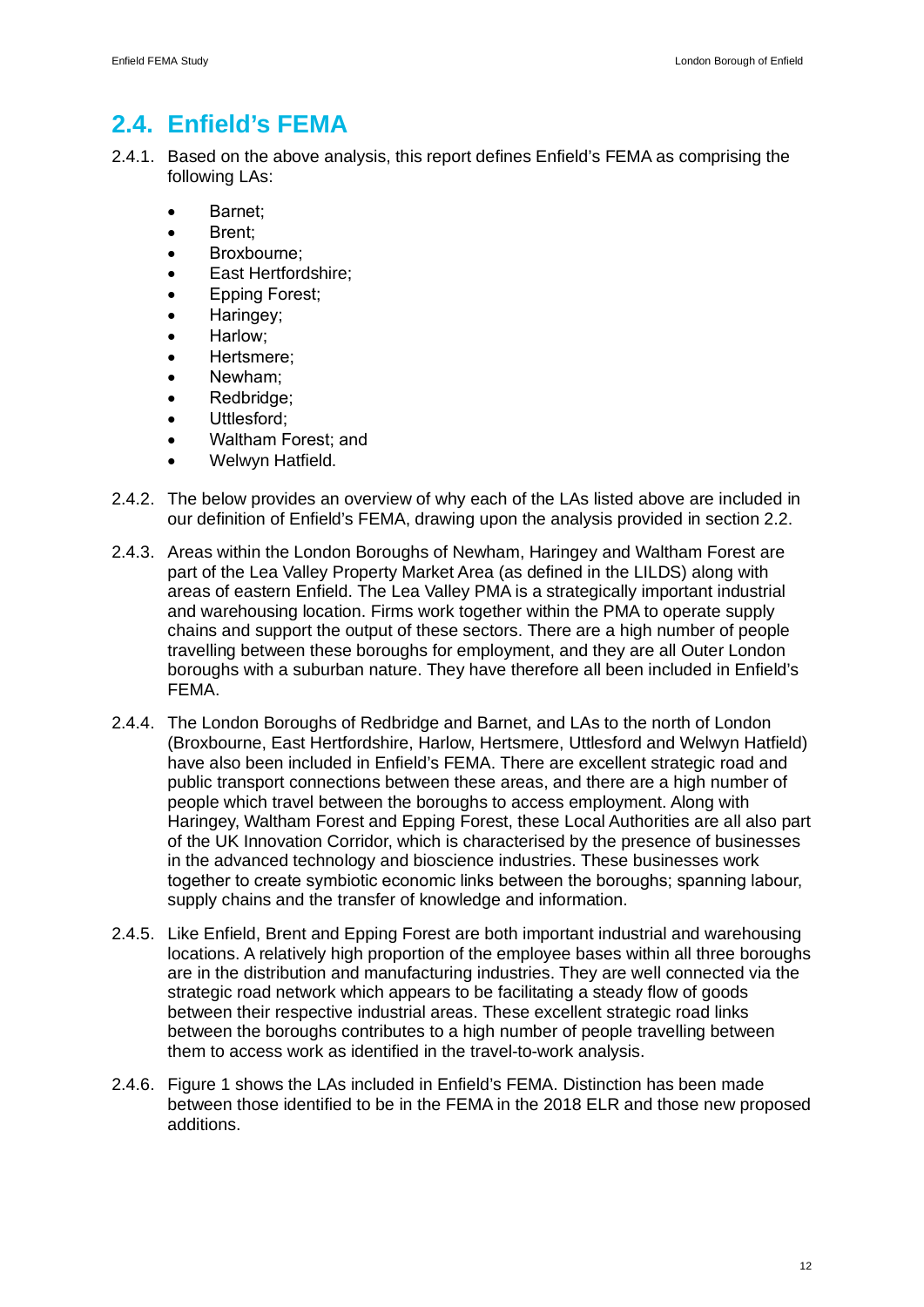## 2.4. Enfield's FEMA

2.4.1. Based on the above analysis, this report defines Enfield's FEMA as comprising the following LAs:

- Barnet;
- Brent;
- Broxbourne;
- East Hertfordshire;
- Epping Forest;
- Haringey;
- Harlow;
- Hertsmere;
- Newham;
- Redbridge;
- Uttlesford;
- Waltham Forest; and
- Welwyn Hatfield.

2.4.2. The below provides an overview of why each of the LAs listed above are included in our definition of Enfield's FEMA, drawing upon the analysis provided in section 2.2.

2.4.3. Areas within the London Boroughs of Newham, Haringey and Waltham Forest are part of the Lea Valley Property Market Area (as defined in the LILDS) along with areas of eastern Enfield. The Lea Valley PMA is a strategically important industrial and warehousing location. Firms work together within the PMA to operate supply chains and support the output of these sectors. There are a high number of people travelling between these boroughs for employment, and they are all Outer London boroughs with a suburban nature. They have therefore all been included in Enfield's FEMA.

2.4.4. The London Boroughs of Redbridge and Barnet, and LAs to the north of London (Broxbourne, East Hertfordshire, Harlow, Hertsmere, Uttlesford and Welwyn Hatfield) have also been included in Enfield's FEMA. There are excellent strategic road and public transport connections between these areas, and there are a high number of people which travel between the boroughs to access employment. Along with Haringey, Waltham Forest and Epping Forest, these Local Authorities are all also part of the UK Innovation Corridor, which is characterised by the presence of businesses in the advanced technology and bioscience industries. These businesses work together to create symbiotic economic links between the boroughs; spanning labour, supply chains and the transfer of knowledge and information.

2.4.5. Like Enfield, Brent and Epping Forest are both important industrial and warehousing locations. A relatively high proportion of the employee bases within all three boroughs are in the distribution and manufacturing industries. They are well connected via the strategic road network which appears to be facilitating a steady flow of goods between their respective industrial areas. These excellent strategic road links between the boroughs contributes to a high number of people travelling between them to access work as identified in the travel-to-work analysis.

2.4.6. Figure 1 shows the LAs included in Enfield's FEMA. Distinction has been made between those identified to be in the FEMA in the 2018 ELR and those new proposed additions.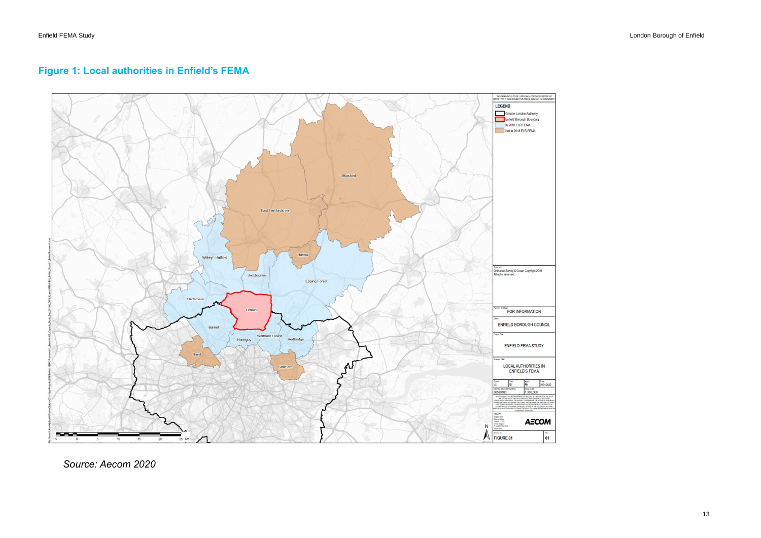## Figure 1: Local authorities in Enfield's FEMA

*Source: Aecom 2020*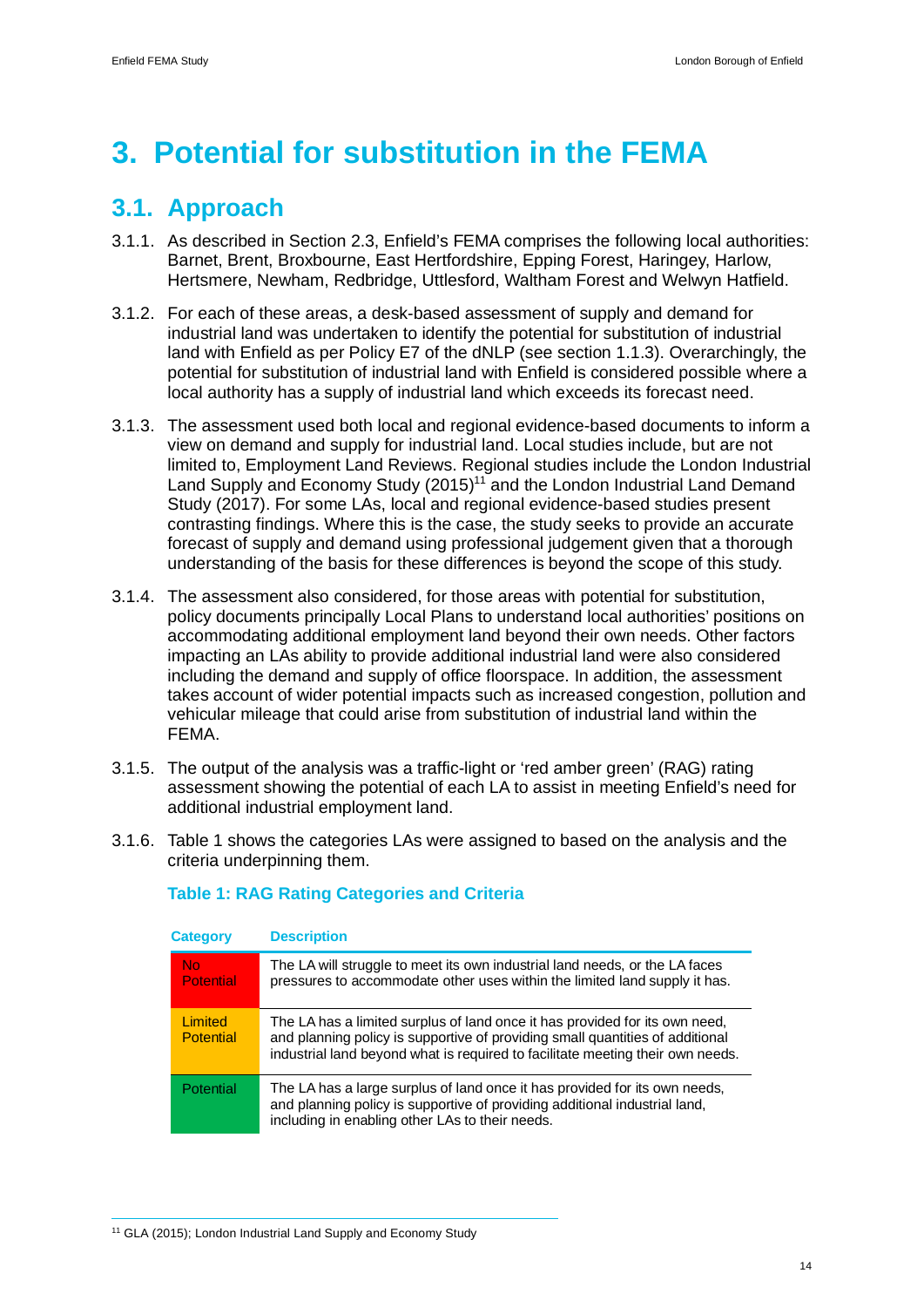# 3. Potential for substitution in the FEMA

## 3.1. Approach

3.1.1. As described in Section 2.3, Enfield's FEMA comprises the following local authorities: Barnet, Brent, Broxbourne, East Hertfordshire, Epping Forest, Haringey, Harlow, Hertsmere, Newham, Redbridge, Uttlesford, Waltham Forest and Welwyn Hatfield.

3.1.2. For each of these areas, a desk-based assessment of supply and demand for industrial land was undertaken to identify the potential for substitution of industrial land with Enfield as per Policy E7 of the dNLP (see section 1.1.3). Overarchingly, the potential for substitution of industrial land with Enfield is considered possible where a local authority has a supply of industrial land which exceeds its forecast need.

3.1.3. The assessment used both local and regional evidence-based documents to inform a view on demand and supply for industrial land. Local studies include, but are not limited to, Employment Land Reviews. Regional studies include the London Industrial Land Supply and Economy Study (2015)[11] and the London Industrial Land Demand Study (2017). For some LAs, local and regional evidence-based studies present contrasting findings. Where this is the case, the study seeks to provide an accurate forecast of supply and demand using professional judgement given that a thorough understanding of the basis for these differences is beyond the scope of this study.

3.1.4. The assessment also considered, for those areas with potential for substitution, policy documents principally Local Plans to understand local authorities' positions on accommodating additional employment land beyond their own needs. Other factors impacting an LAs ability to provide additional industrial land were also considered including the demand and supply of office floorspace. In addition, the assessment takes account of wider potential impacts such as increased congestion, pollution and vehicular mileage that could arise from substitution of industrial land within the FEMA.

3.1.5. The output of the analysis was a traffic-light or 'red amber green' (RAG) rating assessment showing the potential of each LA to assist in meeting Enfield's need for additional industrial employment land.

3.1.6. Table 1 shows the categories LAs were assigned to based on the analysis and the criteria underpinning them.

**Table 1: RAG Rating Categories and Criteria**

| Category | Description |
|---|---|
| No Potential | The LA will struggle to meet its own industrial land needs, or the LA faces pressures to accommodate other uses within the limited land supply it has. |
| Limited Potential | The LA has a limited surplus of land once it has provided for its own need, and planning policy is supportive of providing small quantities of additional industrial land beyond what is required to facilitate meeting their own needs. |
| Potential | The LA has a large surplus of land once it has provided for its own needs, and planning policy is supportive of providing additional industrial land, including in enabling other LAs to their needs. |

[11] GLA (2015); London Industrial Land Supply and Economy Study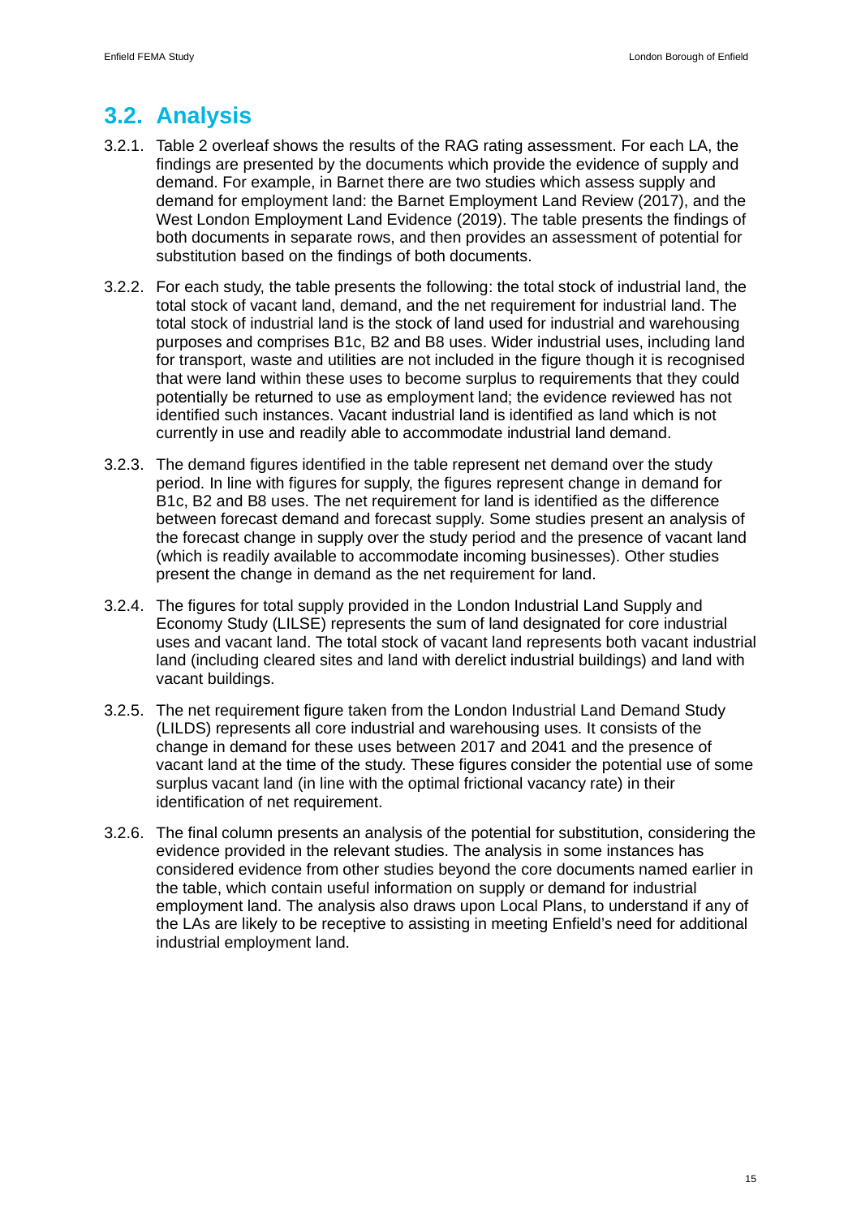## 3.2. Analysis

3.2.1. Table 2 overleaf shows the results of the RAG rating assessment. For each LA, the findings are presented by the documents which provide the evidence of supply and demand. For example, in Barnet there are two studies which assess supply and demand for employment land: the Barnet Employment Land Review (2017), and the West London Employment Land Evidence (2019). The table presents the findings of both documents in separate rows, and then provides an assessment of potential for substitution based on the findings of both documents.

3.2.2. For each study, the table presents the following: the total stock of industrial land, the total stock of vacant land, demand, and the net requirement for industrial land. The total stock of industrial land is the stock of land used for industrial and warehousing purposes and comprises B1c, B2 and B8 uses. Wider industrial uses, including land for transport, waste and utilities are not included in the figure though it is recognised that were land within these uses to become surplus to requirements that they could potentially be returned to use as employment land; the evidence reviewed has not identified such instances. Vacant industrial land is identified as land which is not currently in use and readily able to accommodate industrial land demand.

3.2.3. The demand figures identified in the table represent net demand over the study period. In line with figures for supply, the figures represent change in demand for B1c, B2 and B8 uses. The net requirement for land is identified as the difference between forecast demand and forecast supply. Some studies present an analysis of the forecast change in supply over the study period and the presence of vacant land (which is readily available to accommodate incoming businesses). Other studies present the change in demand as the net requirement for land.

3.2.4. The figures for total supply provided in the London Industrial Land Supply and Economy Study (LILSE) represents the sum of land designated for core industrial uses and vacant land. The total stock of vacant land represents both vacant industrial land (including cleared sites and land with derelict industrial buildings) and land with vacant buildings.

3.2.5. The net requirement figure taken from the London Industrial Land Demand Study (LILDS) represents all core industrial and warehousing uses. It consists of the change in demand for these uses between 2017 and 2041 and the presence of vacant land at the time of the study. These figures consider the potential use of some surplus vacant land (in line with the optimal frictional vacancy rate) in their identification of net requirement.

3.2.6. The final column presents an analysis of the potential for substitution, considering the evidence provided in the relevant studies. The analysis in some instances has considered evidence from other studies beyond the core documents named earlier in the table, which contain useful information on supply or demand for industrial employment land. The analysis also draws upon Local Plans, to understand if any of the LAs are likely to be receptive to assisting in meeting Enfield's need for additional industrial employment land.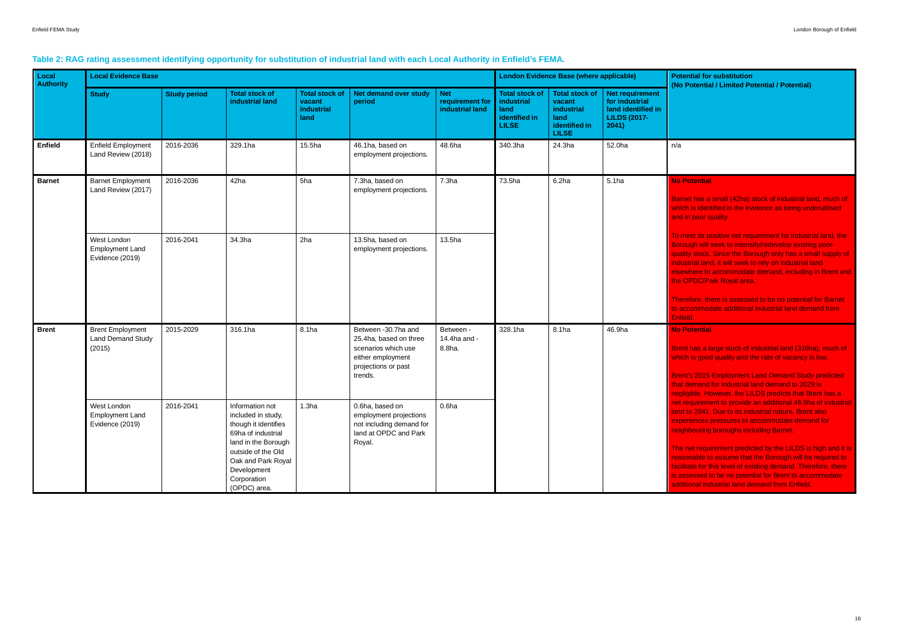### Table 2: RAG rating assessment identifying opportunity for substitution of industrial land with each Local Authority in Enfield's FEMA.

| Local Authority | Local Evidence Base | | | | | | London Evidence Base (where applicable) | | | Potential for substitution (No Potential / Limited Potential / Potential) |
|---|---|---|---|---|---|---|---|---|---|---|
| | Study | Study period | Total stock of industrial land | Total stock of vacant industrial land | Net demand over study period | Net requirement for industrial land | Total stock of industrial land identified in LILSE | Total stock of vacant industrial land identified in LILSE | Net requirement for industrial land identified in LILDS (2017-2041) | |
| **Enfield** | Enfield Employment Land Review (2018) | 2016-2036 | 329.1ha | 15.5ha | 46.1ha, based on employment projections. | 48.6ha | 340.3ha | 24.3ha | 52.0ha | n/a |
| **Barnet** | Barnet Employment Land Review (2017) | 2016-2036 | 42ha | 5ha | 7.3ha, based on employment projections. | 7.3ha | 73.5ha | 6.2ha | 5.1ha | **No Potential**<br><br>Barnet has a small (42ha) stock of industrial land, much of which is identified in the evidence as being underutilised and in poor quality.<br><br>To meet its positive net requirement for industrial land, the Borough will seek to intensify/redevelop existing poor-quality stock. Since the Borough only has a small supply of industrial land, it will seek to rely on industrial land elsewhere to accommodate demand, including in Brent and the OPDC/Park Royal area.<br><br>Therefore, there is assessed to be no potential for Barnet to accommodate additional industrial land demand from Enfield. |
| | West London Employment Land Evidence (2019) | 2016-2041 | 34.3ha | 2ha | 13.5ha, based on employment projections. | 13.5ha | | | | |
| **Brent** | Brent Employment Land Demand Study (2015) | 2015-2029 | 316.1ha | 8.1ha | Between -30.7ha and 25.4ha, based on three scenarios which use either employment projections or past trends. | Between -14.4ha and -8.8ha. | 328.1ha | 8.1ha | 46.9ha | **No Potential**<br><br>Brent has a large stock of industrial land (316ha), much of which is good quality and the rate of vacancy is low.<br><br>Brent's 2015 Employment Land Demand Study predicted that demand for industrial land demand to 2029 is negligible. However, the LILDS predicts that Brent has a net requirement to provide an additional 46.9ha of industrial land to 2041. Due to its industrial nature, Brent also experiences pressures to accommodate demand for neighbouring boroughs including Barnet.<br><br>The net requirement predicted by the LILDS is high and it is reasonable to assume that the Borough will be required to facilitate for this level of existing demand. Therefore, there is assessed to be no potential for Brent to accommodate additional industrial land demand from Enfield. |
| | West London Employment Land Evidence (2019) | 2016-2041 | Information not included in study, though it identifies 69ha of industrial land in the Borough outside of the Old Oak and Park Royal Development Corporation (OPDC) area. | 1.3ha | 0.6ha, based on employment projections not including demand for land at OPDC and Park Royal. | 0.6ha | | | | |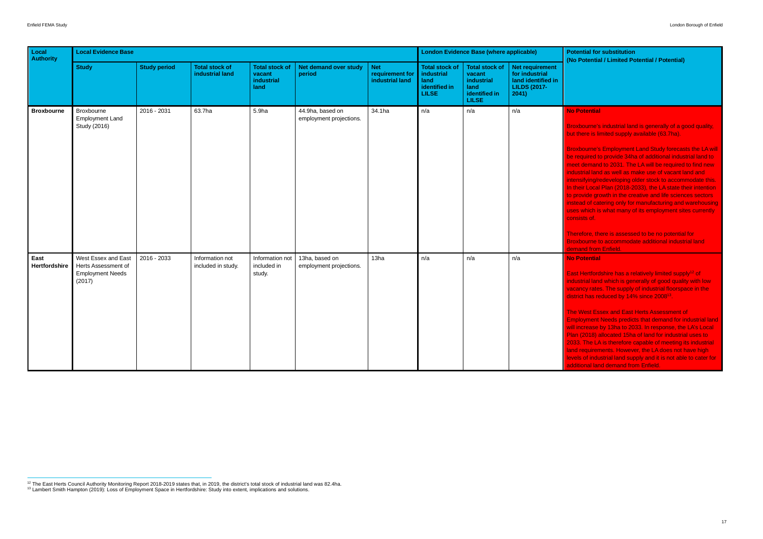| Local Authority | Local Evidence Base | | | | | | London Evidence Base (where applicable) | | | Potential for substitution (No Potential / Limited Potential / Potential) |
|---|---|---|---|---|---|---|---|---|---|---|
| | Study | Study period | Total stock of industrial land | Total stock of vacant industrial land | Net demand over study period | Net requirement for industrial land | Total stock of industrial land identified in LILSE | Total stock of vacant industrial land identified in LILSE | Net requirement for industrial land identified in LILDS (2017-2041) | |
| **Broxbourne** | Broxbourne Employment Land Study (2016) | 2016 - 2031 | 63.7ha | 5.9ha | 44.9ha, based on employment projections. | 34.1ha | n/a | n/a | n/a | **No Potential**<br><br>Broxbourne's industrial land is generally of a good quality, but there is limited supply available (63.7ha).<br><br>Broxbourne's Employment Land Study forecasts the LA will be required to provide 34ha of additional industrial land to meet demand to 2031. The LA will be required to find new industrial land as well as make use of vacant land and intensifying/redeveloping older stock to accommodate this. In their Local Plan (2018-2033), the LA state their intention to provide growth in the creative and life sciences sectors instead of catering only for manufacturing and warehousing uses which is what many of its employment sites currently consists of.<br><br>Therefore, there is assessed to be no potential for Broxbourne to accommodate additional industrial land demand from Enfield. |
| **East Hertfordshire** | West Essex and East Herts Assessment of Employment Needs (2017) | 2016 - 2033 | Information not included in study. | Information not included in study. | 13ha, based on employment projections. | 13ha | n/a | n/a | n/a | **No Potential**<br><br>East Hertfordshire has a relatively limited supply[12] of industrial land which is generally of good quality with low vacancy rates. The supply of industrial floorspace in the district has reduced by 14% since 2008[13].<br><br>The West Essex and East Herts Assessment of Employment Needs predicts that demand for industrial land will increase by 13ha to 2033. In response, the LA's Local Plan (2018) allocated 15ha of land for industrial uses to 2033. The LA is therefore capable of meeting its industrial land requirements. However, the LA does not have high levels of industrial land supply and it is not able to cater for additional land demand from Enfield. |

[12] The East Herts Council Authority Monitoring Report 2018-2019 states that, in 2019, the district's total stock of industrial land was 82.4ha.

[13] Lambert Smith Hampton (2019): Loss of Employment Space in Hertfordshire: Study into extent, implications and solutions.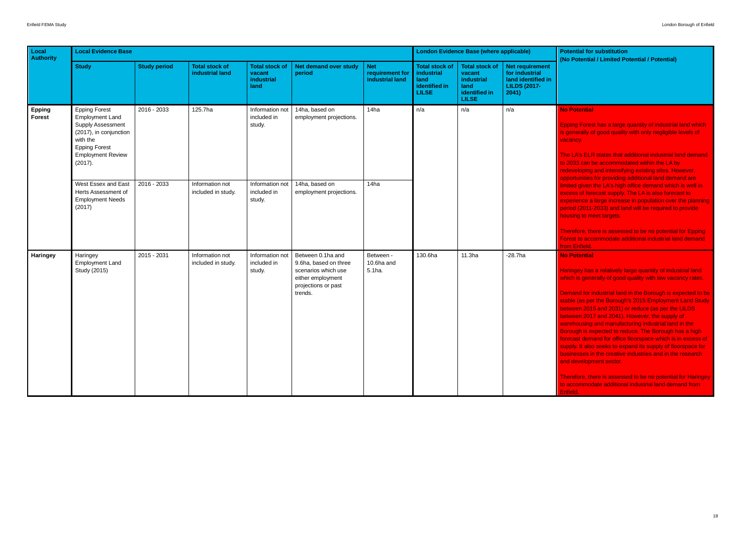| Local Authority | Local Evidence Base | | | | | | London Evidence Base (where applicable) | | | Potential for substitution (No Potential / Limited Potential / Potential) |
|---|---|---|---|---|---|---|---|---|---|---|
| | Study | Study period | Total stock of industrial land | Total stock of vacant industrial land | Net demand over study period | Net requirement for industrial land | Total stock of industrial land identified in LILSE | Total stock of vacant industrial land identified in LILSE | Net requirement for industrial land identified in LILDS (2017-2041) | |
| **Epping Forest** | Epping Forest Employment Land Supply Assessment (2017), in conjunction with the Epping Forest Employment Review (2017). | 2016 - 2033 | 125.7ha | Information not included in study. | 14ha, based on employment projections. | 14ha | n/a | n/a | n/a | **No Potential**<br><br>Epping Forest has a large quantity of industrial land which is generally of good quality with only negligible levels of vacancy.<br><br>The LA's ELR states that additional industrial land demand to 2033 can be accommodated within the LA by redeveloping and intensifying existing sites. However, opportunities for providing additional land demand are limited given the LA's high office demand which is well in excess of forecast supply. The LA is also forecast to experience a large increase in population over the planning period (2011-2033) and land will be required to provide housing to meet targets.<br><br>Therefore, there is assessed to be no potential for Epping Forest to accommodate additional industrial land demand from Enfield. |
| | West Essex and East Herts Assessment of Employment Needs (2017) | 2016 - 2033 | Information not included in study. | Information not included in study. | 14ha, based on employment projections. | 14ha | | | | |
| **Haringey** | Haringey Employment Land Study (2015) | 2015 - 2031 | Information not included in study. | Information not included in study. | Between 0.1ha and 9.6ha, based on three scenarios which use either employment projections or past trends. | Between - 10.6ha and 5.1ha. | 130.6ha | 11.3ha | -28.7ha | **No Potential**<br><br>Haringey has a relatively large quantity of industrial land which is generally of good quality with low vacancy rates.<br><br>Demand for industrial land in the Borough is expected to be stable (as per the Borough's 2015 Employment Land Study between 2015 and 2031) or reduce (as per the LILDS between 2017 and 2041). However, the supply of warehousing and manufacturing industrial land in the Borough is expected to reduce. The Borough has a high forecast demand for office floorspace which is in excess of supply. It also seeks to expand its supply of floorspace for businesses in the creative industries and in the research and development sector.<br><br>Therefore, there is assessed to be no potential for Haringey to accommodate additional industrial land demand from Enfield. |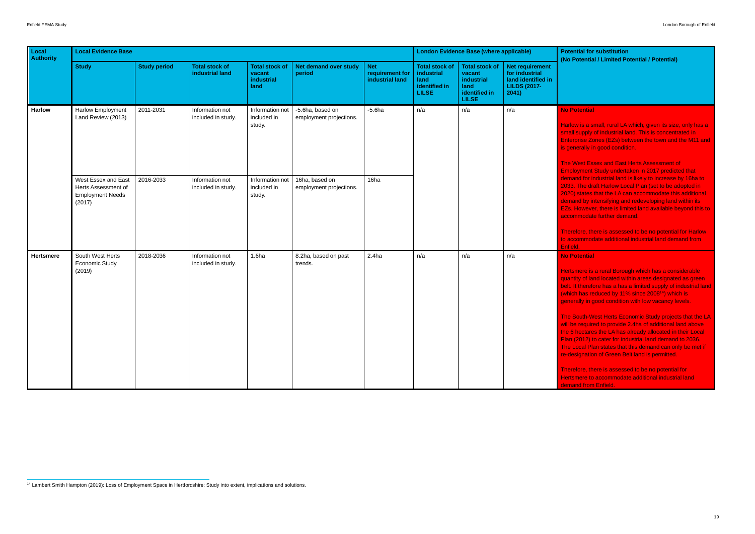| Local Authority | Local Evidence Base | | | | | | London Evidence Base (where applicable) | | | Potential for substitution (No Potential / Limited Potential / Potential) |
|---|---|---|---|---|---|---|---|---|---|---|
| | Study | Study period | Total stock of industrial land | Total stock of vacant industrial land | Net demand over study period | Net requirement for industrial land | Total stock of industrial land identified in LILSE | Total stock of vacant industrial land identified in LILSE | Net requirement for industrial land identified in LILDS (2017-2041) | |
| **Harlow** | Harlow Employment Land Review (2013) | 2011-2031 | Information not included in study. | Information not included in study. | -5.6ha, based on employment projections. | -5.6ha | n/a | n/a | n/a | **No Potential**<br><br>Harlow is a small, rural LA which, given its size, only has a small supply of industrial land. This is concentrated in Enterprise Zones (EZs) between the town and the M11 and is generally in good condition.<br><br>The West Essex and East Herts Assessment of Employment Study undertaken in 2017 predicted that demand for industrial land is likely to increase by 16ha to 2033. The draft Harlow Local Plan (set to be adopted in 2020) states that the LA can accommodate this additional demand by intensifying and redeveloping land within its EZs. However, there is limited land available beyond this to accommodate further demand.<br><br>Therefore, there is assessed to be no potential for Harlow to accommodate additional industrial land demand from Enfield. |
| | West Essex and East Herts Assessment of Employment Needs (2017) | 2016-2033 | Information not included in study. | Information not included in study. | 16ha, based on employment projections. | 16ha | | | | |
| **Hertsmere** | South West Herts Economic Study (2019) | 2018-2036 | Information not included in study. | 1.6ha | 8.2ha, based on past trends. | 2.4ha | n/a | n/a | n/a | **No Potential**<br><br>Hertsmere is a rural Borough which has a considerable quantity of land located within areas designated as green belt. It therefore has a has a limited supply of industrial land (which has reduced by 11% since 2008[14]) which is generally in good condition with low vacancy levels.<br><br>The South-West Herts Economic Study projects that the LA will be required to provide 2.4ha of additional land above the 6 hectares the LA has already allocated in their Local Plan (2012) to cater for industrial land demand to 2036. The Local Plan states that this demand can only be met if re-designation of Green Belt land is permitted.<br><br>Therefore, there is assessed to be no potential for Hertsmere to accommodate additional industrial land demand from Enfield. |

[14] Lambert Smith Hampton (2019): Loss of Employment Space in Hertfordshire: Study into extent, implications and solutions.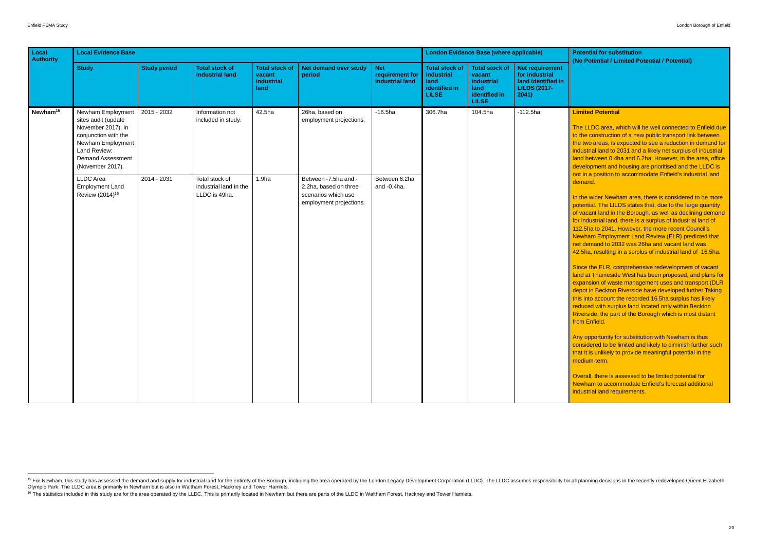| Local Authority | Local Evidence Base | | | | | | London Evidence Base (where applicable) | | | Potential for substitution (No Potential / Limited Potential / Potential) |
|---|---|---|---|---|---|---|---|---|---|---|
| | Study | Study period | Total stock of industrial land | Total stock of vacant industrial land | Net demand over study period | Net requirement for industrial land | Total stock of industrial land identified in LILSE | Total stock of vacant industrial land identified in LILSE | Net requirement for industrial land identified in LILDS (2017-2041) | |
| Newham[15] | Newham Employment sites audit (update November 2017), in conjunction with the Newham Employment Land Review: Demand Assessment (November 2017). | 2015 - 2032 | Information not included in study. | 42.5ha | 26ha, based on employment projections. | -16.5ha | 306.7ha | 104.5ha | -112.5ha | **Limited Potential**<br><br>The LLDC area, which will be well connected to Enfield due to the construction of a new public transport link between the two areas, is expected to see a reduction in demand for industrial land to 2031 and a likely net surplus of industrial land between 0.4ha and 6.2ha. However, in the area, office development and housing are prioritised and the LLDC is not in a position to accommodate Enfield's industrial land demand.<br><br>In the wider Newham area, there is considered to be more potential. The LILDS states that, due to the large quantity of vacant land in the Borough, as well as declining demand for industrial land, there is a surplus of industrial land of 112.5ha to 2041. However, the more recent Council's Newham Employment Land Review (ELR) predicted that net demand to 2032 was 26ha and vacant land was 42.5ha, resulting in a surplus of industrial land of 16.5ha.<br><br>Since the ELR, comprehensive redevelopment of vacant land at Thameside West has been proposed, and plans for expansion of waste management uses and transport (DLR depot in Beckton Riverside have developed further Taking this into account the recorded 16.5ha surplus has likely reduced with surplus land located only within Beckton Riverside, the part of the Borough which is most distant from Enfield.<br><br>Any opportunity for substitution with Newham is thus considered to be limited and likely to diminish further such that it is unlikely to provide meaningful potential in the medium-term.<br><br>Overall, there is assessed to be limited potential for Newham to accommodate Enfield's forecast additional industrial land requirements. |
| | LLDC Area Employment Land Review (2014)[16] | 2014 - 2031 | Total stock of industrial land in the LLDC is 49ha. | 1.9ha | Between -7.5ha and -2.2ha, based on three scenarios which use employment projections. | Between 6.2ha and -0.4ha. | | | | |

[15] For Newham, this study has assessed the demand and supply for industrial land for the entirety of the Borough, including the area operated by the London Legacy Development Corporation (LLDC). The LLDC assumes responsibility for all planning decisions in the recently redeveloped Queen Elizabeth Olympic Park. The LLDC area is primarily in Newham but is also in Waltham Forest, Hackney and Tower Hamlets.

[16] The statistics included in this study are for the area operated by the LLDC. This is primarily located in Newham but there are parts of the LLDC in Waltham Forest, Hackney and Tower Hamlets.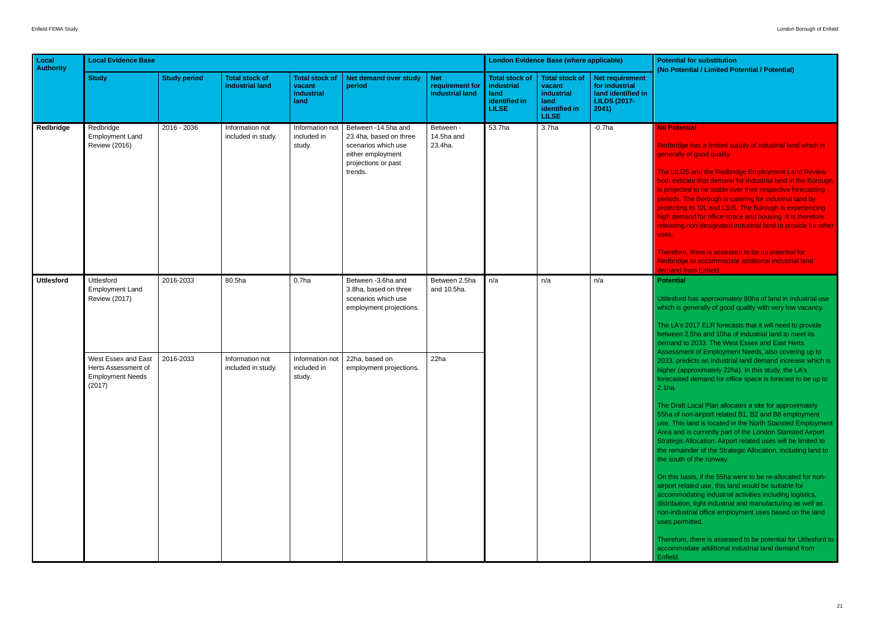| Local Authority | Local Evidence Base | | | | | | London Evidence Base (where applicable) | | | Potential for substitution (No Potential / Limited Potential / Potential) |
|---|---|---|---|---|---|---|---|---|---|---|
| | Study | Study period | Total stock of industrial land | Total stock of vacant industrial land | Net demand over study period | Net requirement for industrial land | Total stock of industrial land identified in LILSE | Total stock of vacant industrial land identified in LILSE | Net requirement for industrial land identified in LILDS (2017-2041) | |
| **Redbridge** | Redbridge Employment Land Review (2016) | 2016 - 2036 | Information not included in study. | Information not included in study. | Between -14.5ha and 23.4ha, based on three scenarios which use either employment projections or past trends. | Between -14.5ha and 23.4ha. | 53.7ha | 3.7ha | -0.7ha | **No Potential**<br><br>Redbridge has a limited supply of industrial land which is generally of good quality.<br><br>The LILDS and the Redbridge Employment Land Review both indicate that demand for industrial land in the Borough is projected to be stable over their respective forecasting periods. The Borough is catering for industrial land by protecting its SIL and LSIS. The Borough is experiencing high demand for office space and housing. It is therefore releasing non-designated industrial land to provide for other uses.<br><br>Therefore, there is assessed to be no potential for Redbridge to accommodate additional industrial land demand from Enfield. |
| **Uttlesford** | Uttlesford Employment Land Review (2017) | 2016-2033 | 80.5ha | 0.7ha | Between -3.6ha and 3.8ha, based on three scenarios which use employment projections. | Between 2.5ha and 10.5ha. | n/a | n/a | n/a | **Potential**<br><br>Uttlesford has approximately 80ha of land in industrial use which is generally of good quality with very low vacancy.<br><br>The LA's 2017 ELR forecasts that it will need to provide between 2.5ha and 10ha of industrial land to meet its demand to 2033. The West Essex and East Herts Assessment of Employment Needs, also covering up to 2033, predicts an industrial land demand increase which is higher (approximately 22ha). In this study, the LA's forecasted demand for office space is forecast to be up to 2.1ha.<br><br>The Draft Local Plan allocates a site for approximately 55ha of non-airport related B1, B2 and B8 employment use. This land is located in the North Stansted Employment Area and is currently part of the London Stansted Airport Strategic Allocation. Airport related uses will be limited to the remainder of the Strategic Allocation, including land to the south of the runway.<br><br>On this basis, if the 55ha were to be re-allocated for non-airport related use, this land would be suitable for accommodating industrial activities including logistics, distribution, light industrial and manufacturing as well as non-industrial office employment uses based on the land uses permitted.<br><br>Therefore, there is assessed to be potential for Uttlesford to accommodate additional industrial land demand from Enfield. |
| | West Essex and East Herts Assessment of Employment Needs (2017) | 2016-2033 | Information not included in study. | Information not included in study. | 22ha, based on employment projections. | 22ha | | | | |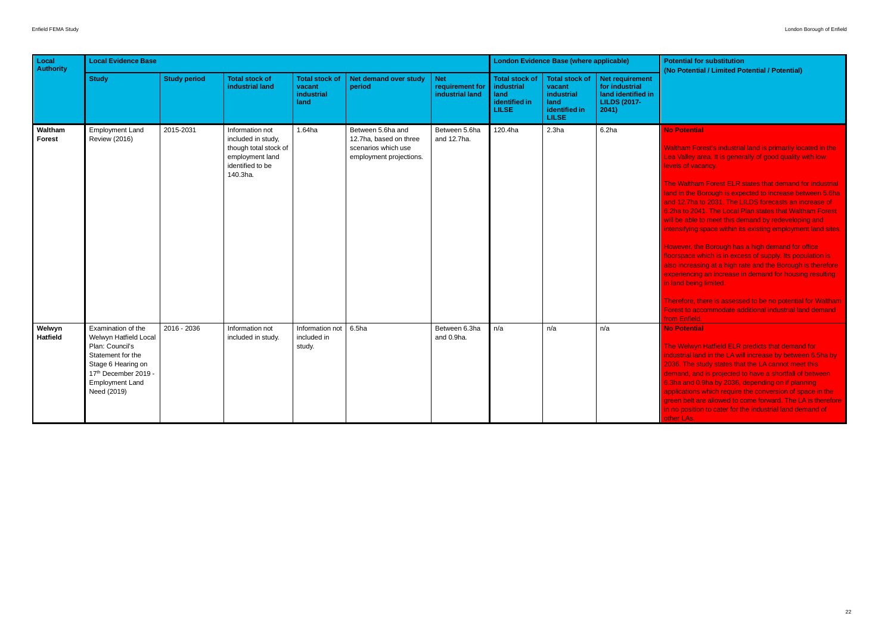| Local Authority | Local Evidence Base | | | | | | London Evidence Base (where applicable) | | | Potential for substitution (No Potential / Limited Potential / Potential) |
|---|---|---|---|---|---|---|---|---|---|---|
| | Study | Study period | Total stock of industrial land | Total stock of vacant industrial land | Net demand over study period | Net requirement for industrial land | Total stock of industrial land identified in LILSE | Total stock of vacant industrial land identified in LILSE | Net requirement for industrial land identified in LILDS (2017-2041) | |
| **Waltham Forest** | Employment Land Review (2016) | 2015-2031 | Information not included in study, though total stock of employment land identified to be 140.3ha. | 1.64ha | Between 5.6ha and 12.7ha, based on three scenarios which use employment projections. | Between 5.6ha and 12.7ha. | 120.4ha | 2.3ha | 6.2ha | **No Potential**<br><br>Waltham Forest's industrial land is primarily located in the Lea Valley area. It is generally of good quality with low levels of vacancy.<br><br>The Waltham Forest ELR states that demand for industrial land in the Borough is expected to increase between 5.6ha and 12.7ha to 2031. The LILDS forecasts an increase of 6.2ha to 2041. The Local Plan states that Waltham Forest will be able to meet this demand by redeveloping and intensifying space within its existing employment land sites.<br><br>However, the Borough has a high demand for office floorspace which is in excess of supply. Its population is also increasing at a high rate and the Borough is therefore experiencing an increase in demand for housing resulting in land being limited.<br><br>Therefore, there is assessed to be no potential for Waltham Forest to accommodate additional industrial land demand from Enfield. |
| **Welwyn Hatfield** | Examination of the Welwyn Hatfield Local Plan: Council's Statement for the Stage 6 Hearing on 17th December 2019 - Employment Land Need (2019) | 2016 - 2036 | Information not included in study. | Information not included in study. | 6.5ha | Between 6.3ha and 0.9ha. | n/a | n/a | n/a | **No Potential**<br><br>The Welwyn Hatfield ELR predicts that demand for industrial land in the LA will increase by between 6.5ha by 2036. The study states that the LA cannot meet this demand, and is projected to have a shortfall of between 6.3ha and 0.9ha by 2036, depending on if planning applications which require the conversion of space in the green belt are allowed to come forward. The LA is therefore in no position to cater for the industrial land demand of other LAs. |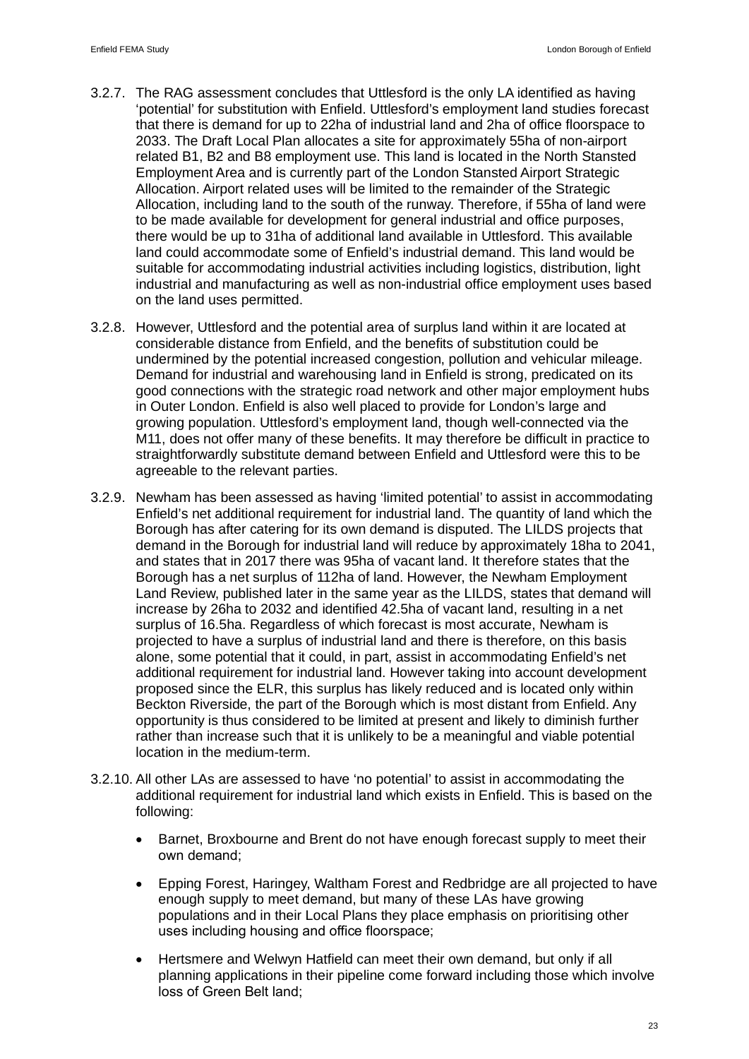3.2.7. The RAG assessment concludes that Uttlesford is the only LA identified as having 'potential' for substitution with Enfield. Uttlesford's employment land studies forecast that there is demand for up to 22ha of industrial land and 2ha of office floorspace to 2033. The Draft Local Plan allocates a site for approximately 55ha of non-airport related B1, B2 and B8 employment use. This land is located in the North Stansted Employment Area and is currently part of the London Stansted Airport Strategic Allocation. Airport related uses will be limited to the remainder of the Strategic Allocation, including land to the south of the runway. Therefore, if 55ha of land were to be made available for development for general industrial and office purposes, there would be up to 31ha of additional land available in Uttlesford. This available land could accommodate some of Enfield's industrial demand. This land would be suitable for accommodating industrial activities including logistics, distribution, light industrial and manufacturing as well as non-industrial office employment uses based on the land uses permitted.

3.2.8. However, Uttlesford and the potential area of surplus land within it are located at considerable distance from Enfield, and the benefits of substitution could be undermined by the potential increased congestion, pollution and vehicular mileage. Demand for industrial and warehousing land in Enfield is strong, predicated on its good connections with the strategic road network and other major employment hubs in Outer London. Enfield is also well placed to provide for London's large and growing population. Uttlesford's employment land, though well-connected via the M11, does not offer many of these benefits. It may therefore be difficult in practice to straightforwardly substitute demand between Enfield and Uttlesford were this to be agreeable to the relevant parties.

3.2.9. Newham has been assessed as having 'limited potential' to assist in accommodating Enfield's net additional requirement for industrial land. The quantity of land which the Borough has after catering for its own demand is disputed. The LILDS projects that demand in the Borough for industrial land will reduce by approximately 18ha to 2041, and states that in 2017 there was 95ha of vacant land. It therefore states that the Borough has a net surplus of 112ha of land. However, the Newham Employment Land Review, published later in the same year as the LILDS, states that demand will increase by 26ha to 2032 and identified 42.5ha of vacant land, resulting in a net surplus of 16.5ha. Regardless of which forecast is most accurate, Newham is projected to have a surplus of industrial land and there is therefore, on this basis alone, some potential that it could, in part, assist in accommodating Enfield's net additional requirement for industrial land. However taking into account development proposed since the ELR, this surplus has likely reduced and is located only within Beckton Riverside, the part of the Borough which is most distant from Enfield. Any opportunity is thus considered to be limited at present and likely to diminish further rather than increase such that it is unlikely to be a meaningful and viable potential location in the medium-term.

3.2.10. All other LAs are assessed to have 'no potential' to assist in accommodating the additional requirement for industrial land which exists in Enfield. This is based on the following:

- Barnet, Broxbourne and Brent do not have enough forecast supply to meet their own demand;
- Epping Forest, Haringey, Waltham Forest and Redbridge are all projected to have enough supply to meet demand, but many of these LAs have growing populations and in their Local Plans they place emphasis on prioritising other uses including housing and office floorspace;
- Hertsmere and Welwyn Hatfield can meet their own demand, but only if all planning applications in their pipeline come forward including those which involve loss of Green Belt land;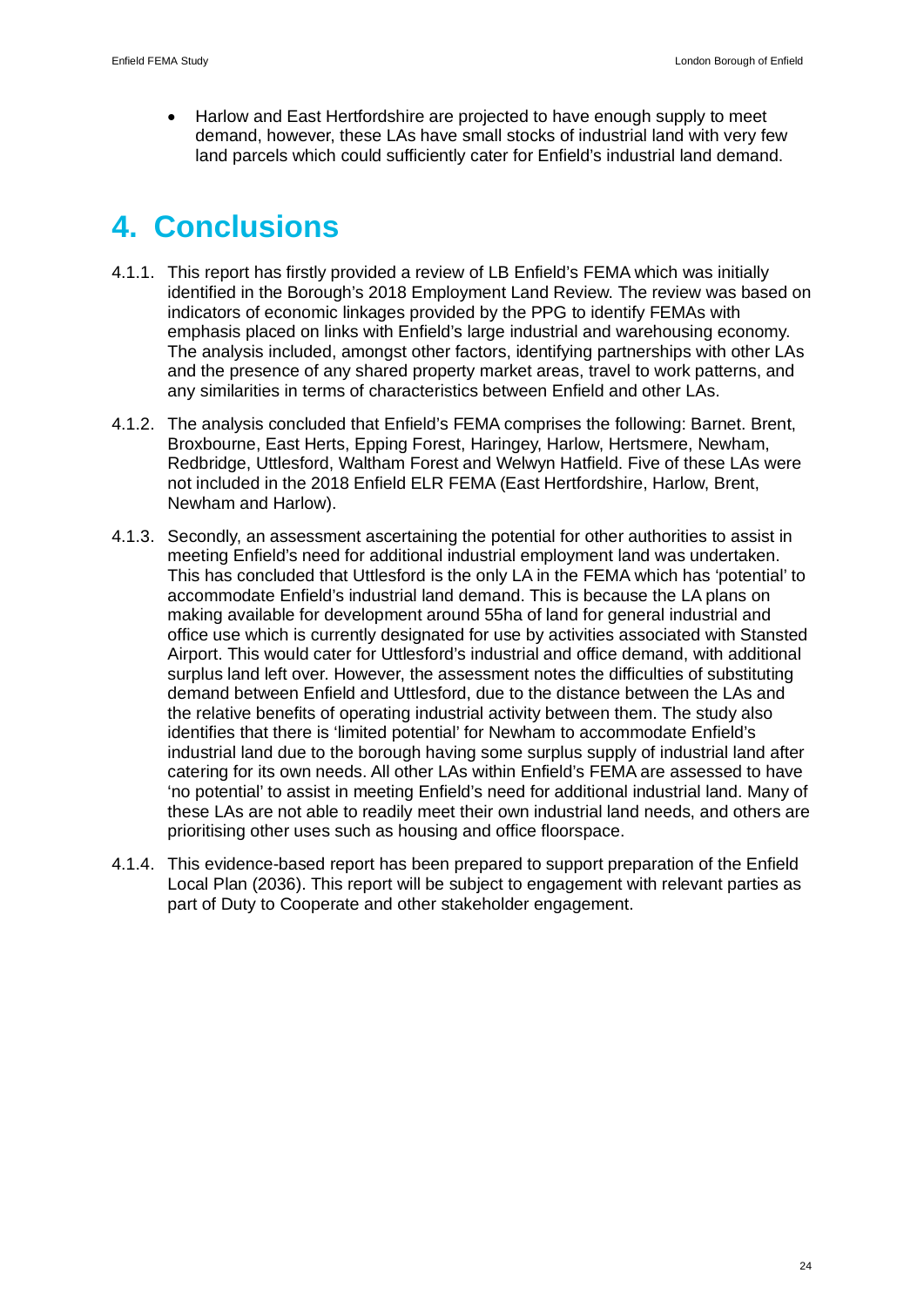- Harlow and East Hertfordshire are projected to have enough supply to meet demand, however, these LAs have small stocks of industrial land with very few land parcels which could sufficiently cater for Enfield's industrial land demand.

# 4. Conclusions

4.1.1. This report has firstly provided a review of LB Enfield's FEMA which was initially identified in the Borough's 2018 Employment Land Review. The review was based on indicators of economic linkages provided by the PPG to identify FEMAs with emphasis placed on links with Enfield's large industrial and warehousing economy. The analysis included, amongst other factors, identifying partnerships with other LAs and the presence of any shared property market areas, travel to work patterns, and any similarities in terms of characteristics between Enfield and other LAs.

4.1.2. The analysis concluded that Enfield's FEMA comprises the following: Barnet. Brent, Broxbourne, East Herts, Epping Forest, Haringey, Harlow, Hertsmere, Newham, Redbridge, Uttlesford, Waltham Forest and Welwyn Hatfield. Five of these LAs were not included in the 2018 Enfield ELR FEMA (East Hertfordshire, Harlow, Brent, Newham and Harlow).

4.1.3. Secondly, an assessment ascertaining the potential for other authorities to assist in meeting Enfield's need for additional industrial employment land was undertaken. This has concluded that Uttlesford is the only LA in the FEMA which has 'potential' to accommodate Enfield's industrial land demand. This is because the LA plans on making available for development around 55ha of land for general industrial and office use which is currently designated for use by activities associated with Stansted Airport. This would cater for Uttlesford's industrial and office demand, with additional surplus land left over. However, the assessment notes the difficulties of substituting demand between Enfield and Uttlesford, due to the distance between the LAs and the relative benefits of operating industrial activity between them. The study also identifies that there is 'limited potential' for Newham to accommodate Enfield's industrial land due to the borough having some surplus supply of industrial land after catering for its own needs. All other LAs within Enfield's FEMA are assessed to have 'no potential' to assist in meeting Enfield's need for additional industrial land. Many of these LAs are not able to readily meet their own industrial land needs, and others are prioritising other uses such as housing and office floorspace.

4.1.4. This evidence-based report has been prepared to support preparation of the Enfield Local Plan (2036). This report will be subject to engagement with relevant parties as part of Duty to Cooperate and other stakeholder engagement.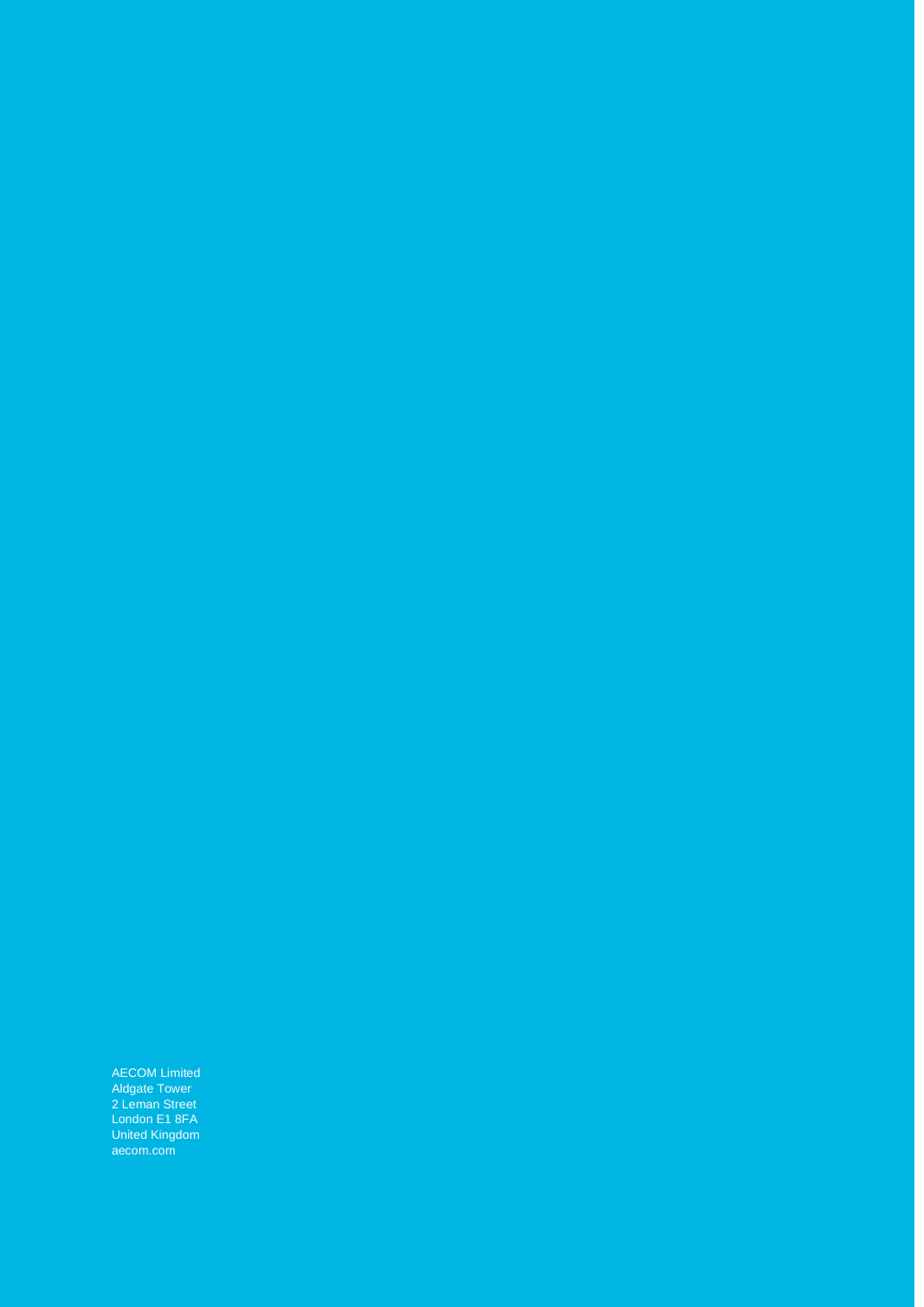AECOM Limited
Aldgate Tower
2 Leman Street
London E1 8FA
United Kingdom
aecom.com